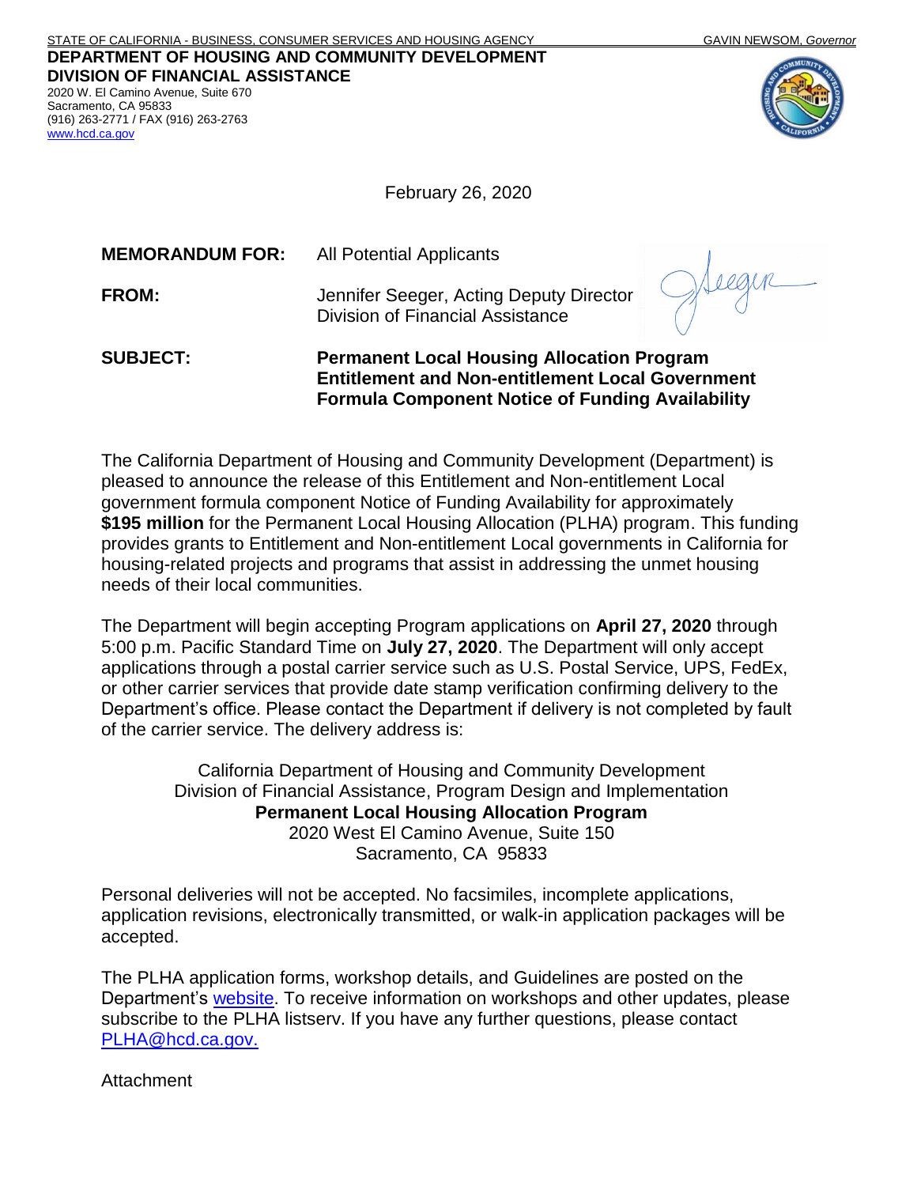STATE OF CALIFORNIA - BUSINESS, CONSUMER SERVICES AND HOUSING AGENCY GAVIN NEWSOM, *Governor*

**DEPARTMENT OF HOUSING AND COMMUNITY DEVELOPMENT**
**DIVISION OF FINANCIAL ASSISTANCE**
2020 W. El Camino Avenue, Suite 670
Sacramento, CA 95833
(916) 263-2771 / FAX (916) 263-2763
www.hcd.ca.gov

February 26, 2020

**MEMORANDUM FOR:** All Potential Applicants

**FROM:** Jennifer Seeger, Acting Deputy Director
Division of Financial Assistance

**SUBJECT:** **Permanent Local Housing Allocation Program Entitlement and Non-entitlement Local Government Formula Component Notice of Funding Availability**

The California Department of Housing and Community Development (Department) is pleased to announce the release of this Entitlement and Non-entitlement Local government formula component Notice of Funding Availability for approximately **$195 million** for the Permanent Local Housing Allocation (PLHA) program. This funding provides grants to Entitlement and Non-entitlement Local governments in California for housing-related projects and programs that assist in addressing the unmet housing needs of their local communities.

The Department will begin accepting Program applications on **April 27, 2020** through 5:00 p.m. Pacific Standard Time on **July 27, 2020**. The Department will only accept applications through a postal carrier service such as U.S. Postal Service, UPS, FedEx, or other carrier services that provide date stamp verification confirming delivery to the Department's office. Please contact the Department if delivery is not completed by fault of the carrier service. The delivery address is:

California Department of Housing and Community Development
Division of Financial Assistance, Program Design and Implementation
**Permanent Local Housing Allocation Program**
2020 West El Camino Avenue, Suite 150
Sacramento, CA 95833

Personal deliveries will not be accepted. No facsimiles, incomplete applications, application revisions, electronically transmitted, or walk-in application packages will be accepted.

The PLHA application forms, workshop details, and Guidelines are posted on the Department's website. To receive information on workshops and other updates, please subscribe to the PLHA listserv. If you have any further questions, please contact PLHA@hcd.ca.gov.

Attachment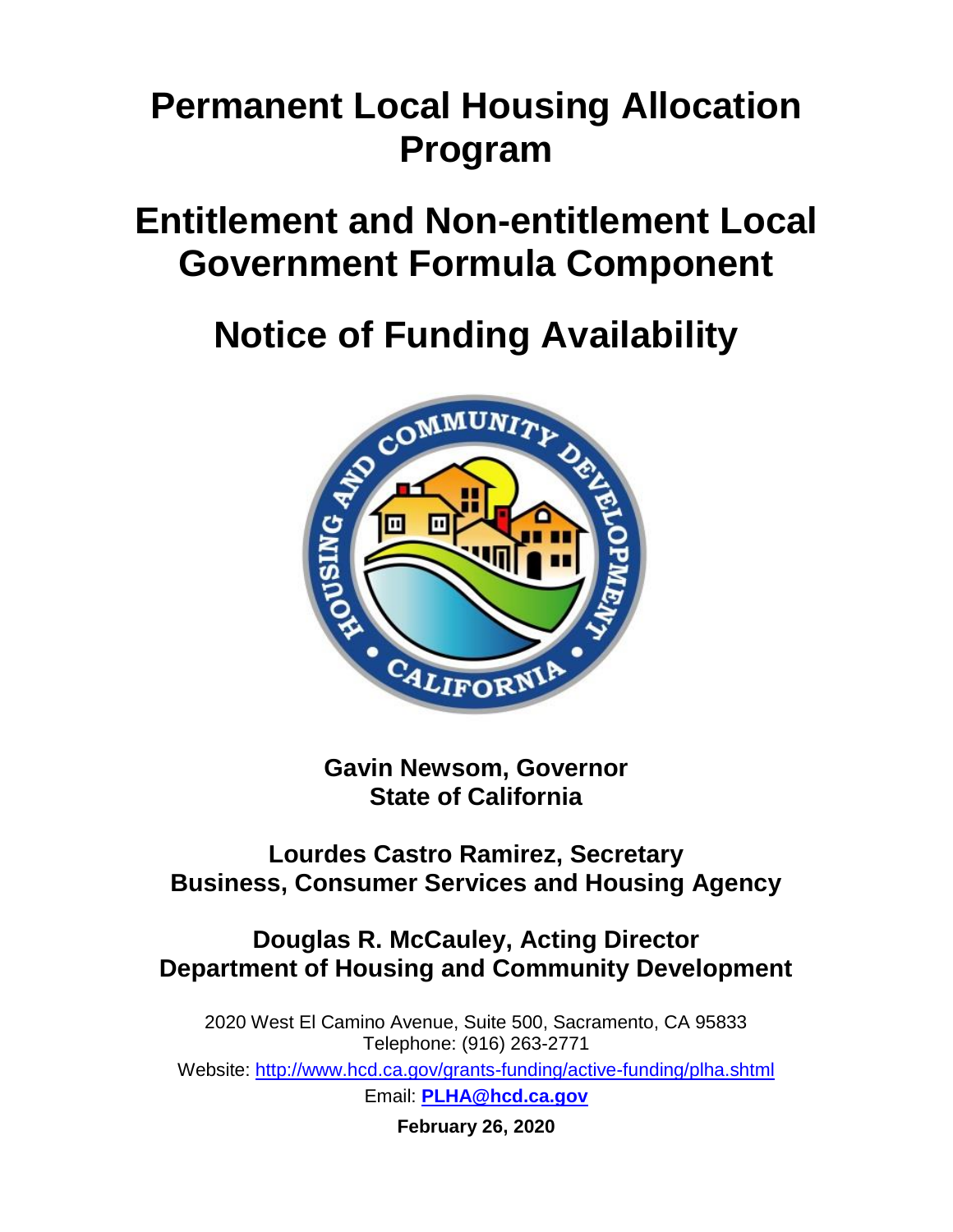# Permanent Local Housing Allocation Program

# Entitlement and Non-entitlement Local Government Formula Component

# Notice of Funding Availability

**Gavin Newsom, Governor**
**State of California**

**Lourdes Castro Ramirez, Secretary**
**Business, Consumer Services and Housing Agency**

**Douglas R. McCauley, Acting Director**
**Department of Housing and Community Development**

2020 West El Camino Avenue, Suite 500, Sacramento, CA 95833
Telephone: (916) 263-2771

Website: [http://www.hcd.ca.gov/grants-funding/active-funding/plha.shtml](http://www.hcd.ca.gov/grants-funding/active-funding/plha.shtml)

Email: **[PLHA@hcd.ca.gov](mailto:PLHA@hcd.ca.gov)**

**February 26, 2020**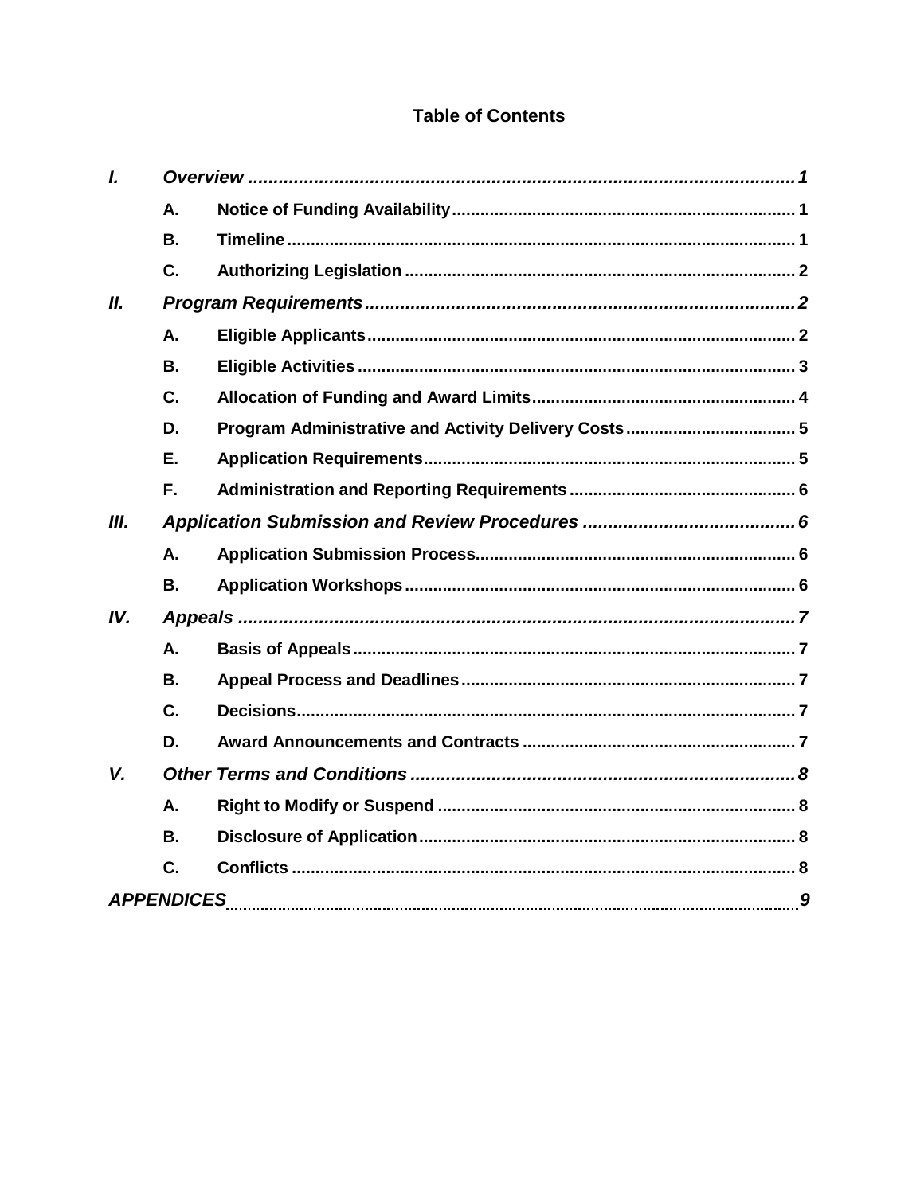# Table of Contents

- *I.* ***Overview*** ........ *1*
  - **A. Notice of Funding Availability** ........ 1
  - **B. Timeline** ........ 1
  - **C. Authorizing Legislation** ........ 2
- *II.* ***Program Requirements*** ........ *2*
  - **A. Eligible Applicants** ........ 2
  - **B. Eligible Activities** ........ 3
  - **C. Allocation of Funding and Award Limits** ........ 4
  - **D. Program Administrative and Activity Delivery Costs** ........ 5
  - **E. Application Requirements** ........ 5
  - **F. Administration and Reporting Requirements** ........ 6
- *III.* ***Application Submission and Review Procedures*** ........ *6*
  - **A. Application Submission Process** ........ 6
  - **B. Application Workshops** ........ 6
- *IV.* ***Appeals*** ........ *7*
  - **A. Basis of Appeals** ........ 7
  - **B. Appeal Process and Deadlines** ........ 7
  - **C. Decisions** ........ 7
  - **D. Award Announcements and Contracts** ........ 7
- *V.* ***Other Terms and Conditions*** ........ *8*
  - **A. Right to Modify or Suspend** ........ 8
  - **B. Disclosure of Application** ........ 8
  - **C. Conflicts** ........ 8
- ***APPENDICES*** ........ *9*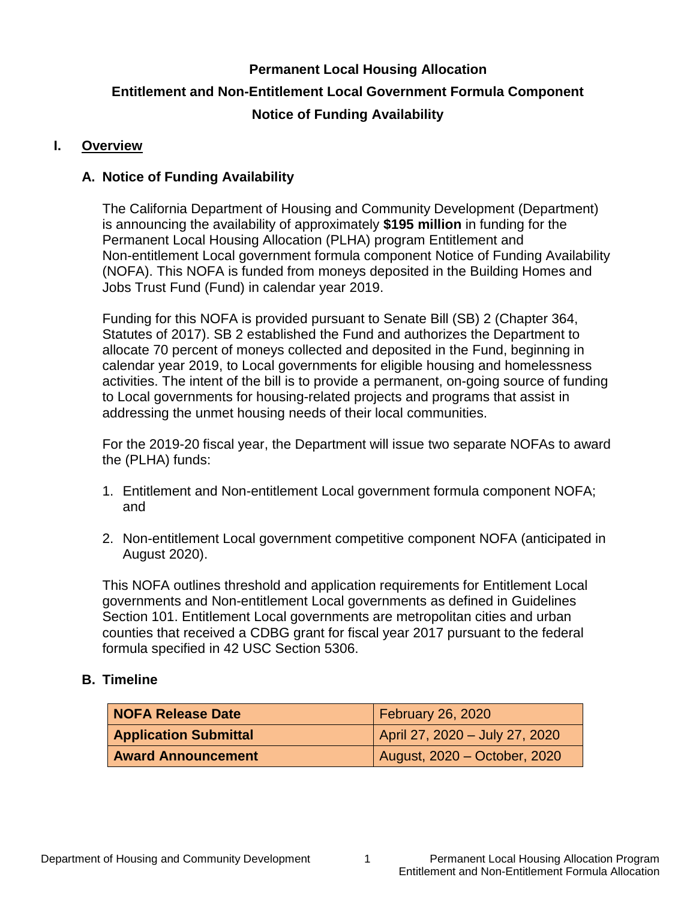# Permanent Local Housing Allocation

# Entitlement and Non-Entitlement Local Government Formula Component

# Notice of Funding Availability

## I. Overview

### A. Notice of Funding Availability

The California Department of Housing and Community Development (Department) is announcing the availability of approximately **$195 million** in funding for the Permanent Local Housing Allocation (PLHA) program Entitlement and Non-entitlement Local government formula component Notice of Funding Availability (NOFA). This NOFA is funded from moneys deposited in the Building Homes and Jobs Trust Fund (Fund) in calendar year 2019.

Funding for this NOFA is provided pursuant to Senate Bill (SB) 2 (Chapter 364, Statutes of 2017). SB 2 established the Fund and authorizes the Department to allocate 70 percent of moneys collected and deposited in the Fund, beginning in calendar year 2019, to Local governments for eligible housing and homelessness activities. The intent of the bill is to provide a permanent, on-going source of funding to Local governments for housing-related projects and programs that assist in addressing the unmet housing needs of their local communities.

For the 2019-20 fiscal year, the Department will issue two separate NOFAs to award the (PLHA) funds:

1. Entitlement and Non-entitlement Local government formula component NOFA; and
2. Non-entitlement Local government competitive component NOFA (anticipated in August 2020).

This NOFA outlines threshold and application requirements for Entitlement Local governments and Non-entitlement Local governments as defined in Guidelines Section 101. Entitlement Local governments are metropolitan cities and urban counties that received a CDBG grant for fiscal year 2017 pursuant to the federal formula specified in 42 USC Section 5306.

### B. Timeline

| | |
|---|---|
| **NOFA Release Date** | February 26, 2020 |
| **Application Submittal** | April 27, 2020 – July 27, 2020 |
| **Award Announcement** | August, 2020 – October, 2020 |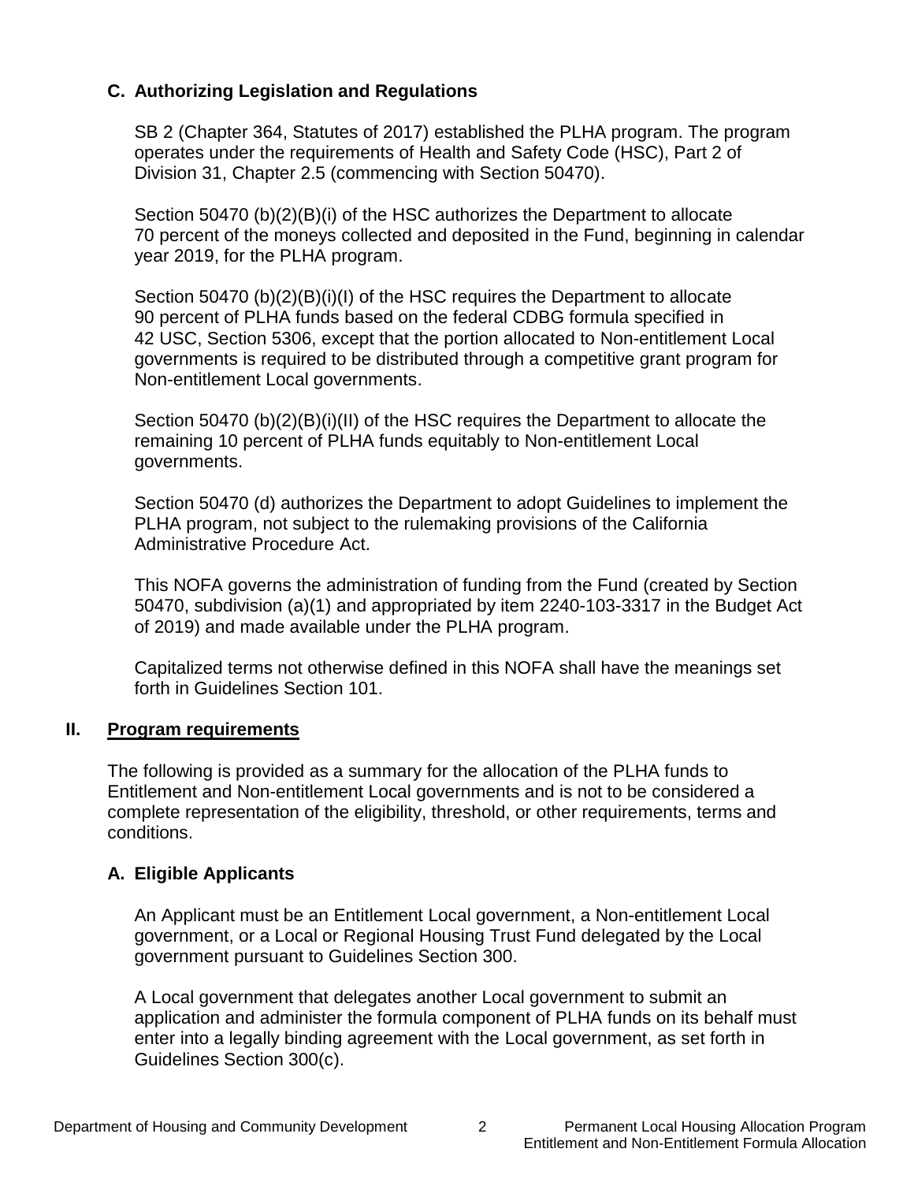### C. Authorizing Legislation and Regulations

SB 2 (Chapter 364, Statutes of 2017) established the PLHA program. The program operates under the requirements of Health and Safety Code (HSC), Part 2 of Division 31, Chapter 2.5 (commencing with Section 50470).

Section 50470 (b)(2)(B)(i) of the HSC authorizes the Department to allocate 70 percent of the moneys collected and deposited in the Fund, beginning in calendar year 2019, for the PLHA program.

Section 50470 (b)(2)(B)(i)(I) of the HSC requires the Department to allocate 90 percent of PLHA funds based on the federal CDBG formula specified in 42 USC, Section 5306, except that the portion allocated to Non-entitlement Local governments is required to be distributed through a competitive grant program for Non-entitlement Local governments.

Section 50470 (b)(2)(B)(i)(II) of the HSC requires the Department to allocate the remaining 10 percent of PLHA funds equitably to Non-entitlement Local governments.

Section 50470 (d) authorizes the Department to adopt Guidelines to implement the PLHA program, not subject to the rulemaking provisions of the California Administrative Procedure Act.

This NOFA governs the administration of funding from the Fund (created by Section 50470, subdivision (a)(1) and appropriated by item 2240-103-3317 in the Budget Act of 2019) and made available under the PLHA program.

Capitalized terms not otherwise defined in this NOFA shall have the meanings set forth in Guidelines Section 101.

## II. Program requirements

The following is provided as a summary for the allocation of the PLHA funds to Entitlement and Non-entitlement Local governments and is not to be considered a complete representation of the eligibility, threshold, or other requirements, terms and conditions.

### A. Eligible Applicants

An Applicant must be an Entitlement Local government, a Non-entitlement Local government, or a Local or Regional Housing Trust Fund delegated by the Local government pursuant to Guidelines Section 300.

A Local government that delegates another Local government to submit an application and administer the formula component of PLHA funds on its behalf must enter into a legally binding agreement with the Local government, as set forth in Guidelines Section 300(c).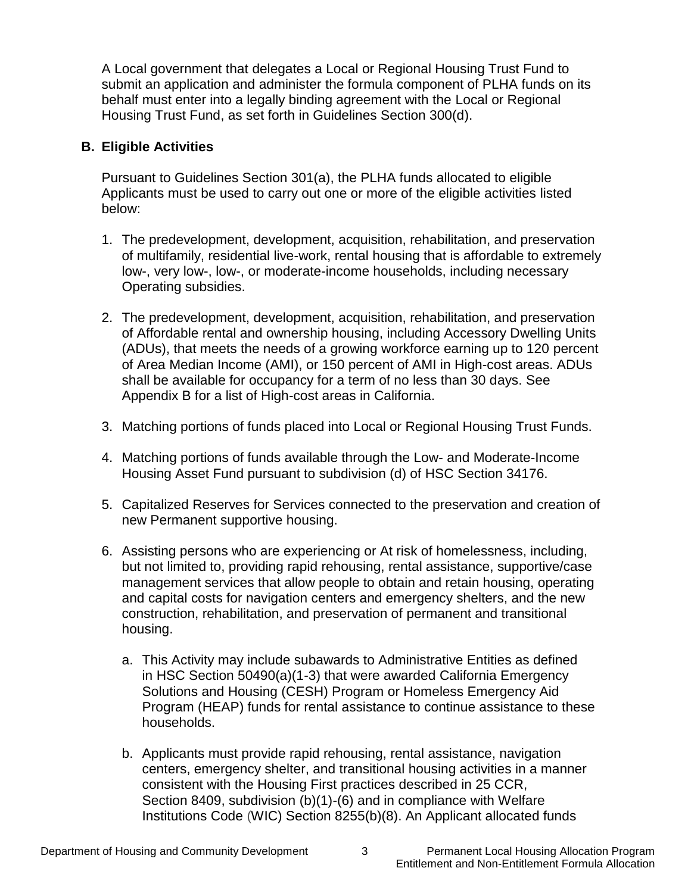A Local government that delegates a Local or Regional Housing Trust Fund to submit an application and administer the formula component of PLHA funds on its behalf must enter into a legally binding agreement with the Local or Regional Housing Trust Fund, as set forth in Guidelines Section 300(d).

## B. Eligible Activities

Pursuant to Guidelines Section 301(a), the PLHA funds allocated to eligible Applicants must be used to carry out one or more of the eligible activities listed below:

1. The predevelopment, development, acquisition, rehabilitation, and preservation of multifamily, residential live-work, rental housing that is affordable to extremely low-, very low-, low-, or moderate-income households, including necessary Operating subsidies.

2. The predevelopment, development, acquisition, rehabilitation, and preservation of Affordable rental and ownership housing, including Accessory Dwelling Units (ADUs), that meets the needs of a growing workforce earning up to 120 percent of Area Median Income (AMI), or 150 percent of AMI in High-cost areas. ADUs shall be available for occupancy for a term of no less than 30 days. See Appendix B for a list of High-cost areas in California.

3. Matching portions of funds placed into Local or Regional Housing Trust Funds.

4. Matching portions of funds available through the Low- and Moderate-Income Housing Asset Fund pursuant to subdivision (d) of HSC Section 34176.

5. Capitalized Reserves for Services connected to the preservation and creation of new Permanent supportive housing.

6. Assisting persons who are experiencing or At risk of homelessness, including, but not limited to, providing rapid rehousing, rental assistance, supportive/case management services that allow people to obtain and retain housing, operating and capital costs for navigation centers and emergency shelters, and the new construction, rehabilitation, and preservation of permanent and transitional housing.

   a. This Activity may include subawards to Administrative Entities as defined in HSC Section 50490(a)(1-3) that were awarded California Emergency Solutions and Housing (CESH) Program or Homeless Emergency Aid Program (HEAP) funds for rental assistance to continue assistance to these households.

   b. Applicants must provide rapid rehousing, rental assistance, navigation centers, emergency shelter, and transitional housing activities in a manner consistent with the Housing First practices described in 25 CCR, Section 8409, subdivision (b)(1)-(6) and in compliance with Welfare Institutions Code (WIC) Section 8255(b)(8). An Applicant allocated funds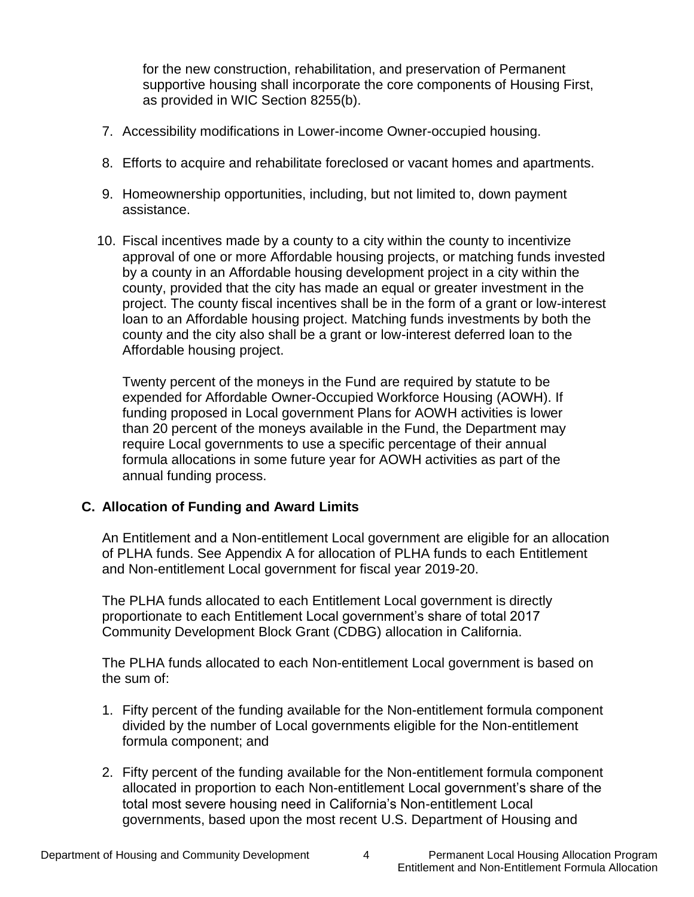for the new construction, rehabilitation, and preservation of Permanent supportive housing shall incorporate the core components of Housing First, as provided in WIC Section 8255(b).

7. Accessibility modifications in Lower-income Owner-occupied housing.

8. Efforts to acquire and rehabilitate foreclosed or vacant homes and apartments.

9. Homeownership opportunities, including, but not limited to, down payment assistance.

10. Fiscal incentives made by a county to a city within the county to incentivize approval of one or more Affordable housing projects, or matching funds invested by a county in an Affordable housing development project in a city within the county, provided that the city has made an equal or greater investment in the project. The county fiscal incentives shall be in the form of a grant or low-interest loan to an Affordable housing project. Matching funds investments by both the county and the city also shall be a grant or low-interest deferred loan to the Affordable housing project.

    Twenty percent of the moneys in the Fund are required by statute to be expended for Affordable Owner-Occupied Workforce Housing (AOWH). If funding proposed in Local government Plans for AOWH activities is lower than 20 percent of the moneys available in the Fund, the Department may require Local governments to use a specific percentage of their annual formula allocations in some future year for AOWH activities as part of the annual funding process.

### C. Allocation of Funding and Award Limits

An Entitlement and a Non-entitlement Local government are eligible for an allocation of PLHA funds. See Appendix A for allocation of PLHA funds to each Entitlement and Non-entitlement Local government for fiscal year 2019-20.

The PLHA funds allocated to each Entitlement Local government is directly proportionate to each Entitlement Local government's share of total 2017 Community Development Block Grant (CDBG) allocation in California.

The PLHA funds allocated to each Non-entitlement Local government is based on the sum of:

1. Fifty percent of the funding available for the Non-entitlement formula component divided by the number of Local governments eligible for the Non-entitlement formula component; and

2. Fifty percent of the funding available for the Non-entitlement formula component allocated in proportion to each Non-entitlement Local government's share of the total most severe housing need in California's Non-entitlement Local governments, based upon the most recent U.S. Department of Housing and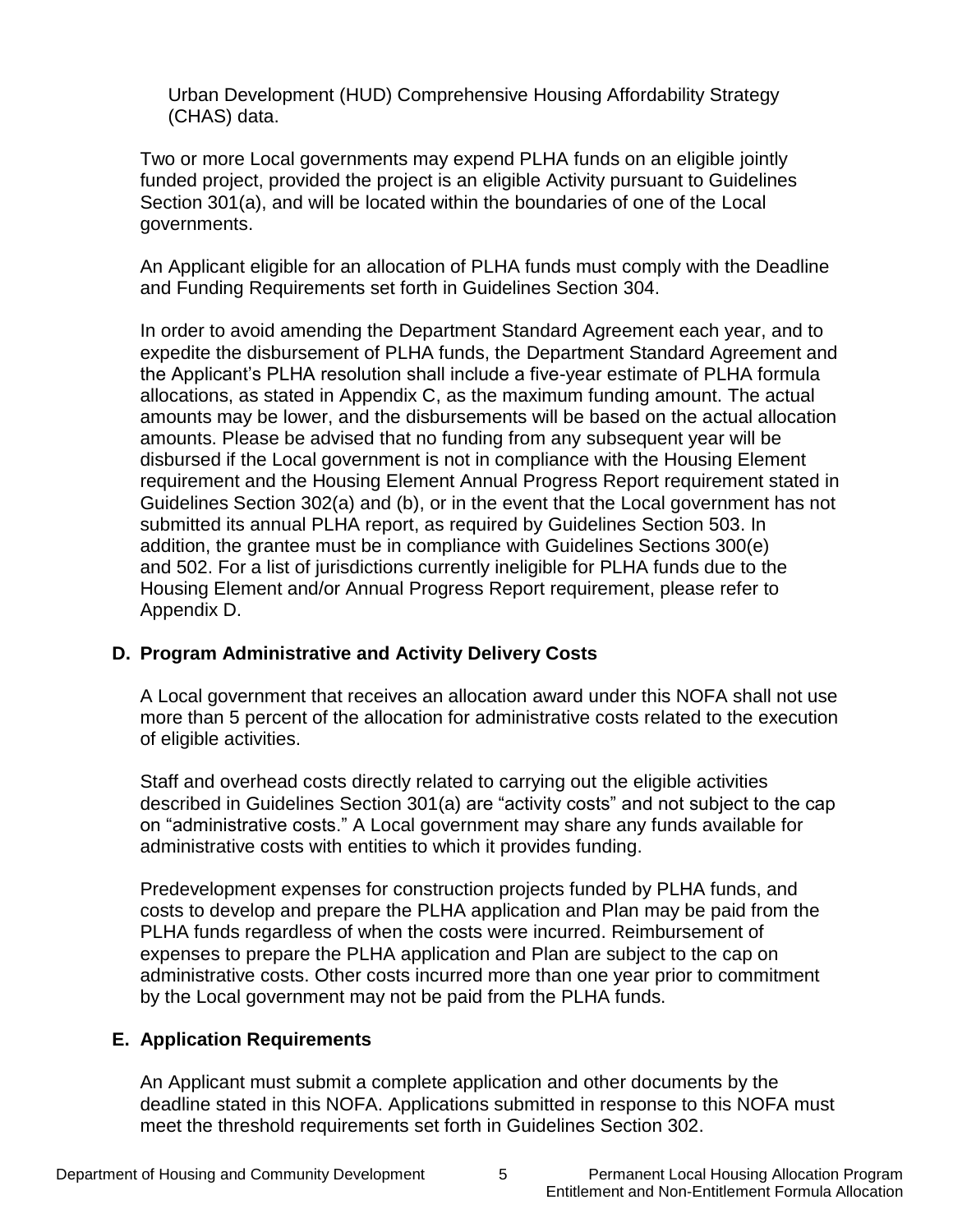Urban Development (HUD) Comprehensive Housing Affordability Strategy (CHAS) data.

Two or more Local governments may expend PLHA funds on an eligible jointly funded project, provided the project is an eligible Activity pursuant to Guidelines Section 301(a), and will be located within the boundaries of one of the Local governments.

An Applicant eligible for an allocation of PLHA funds must comply with the Deadline and Funding Requirements set forth in Guidelines Section 304.

In order to avoid amending the Department Standard Agreement each year, and to expedite the disbursement of PLHA funds, the Department Standard Agreement and the Applicant's PLHA resolution shall include a five-year estimate of PLHA formula allocations, as stated in Appendix C, as the maximum funding amount. The actual amounts may be lower, and the disbursements will be based on the actual allocation amounts. Please be advised that no funding from any subsequent year will be disbursed if the Local government is not in compliance with the Housing Element requirement and the Housing Element Annual Progress Report requirement stated in Guidelines Section 302(a) and (b), or in the event that the Local government has not submitted its annual PLHA report, as required by Guidelines Section 503. In addition, the grantee must be in compliance with Guidelines Sections 300(e) and 502. For a list of jurisdictions currently ineligible for PLHA funds due to the Housing Element and/or Annual Progress Report requirement, please refer to Appendix D.

## D. Program Administrative and Activity Delivery Costs

A Local government that receives an allocation award under this NOFA shall not use more than 5 percent of the allocation for administrative costs related to the execution of eligible activities.

Staff and overhead costs directly related to carrying out the eligible activities described in Guidelines Section 301(a) are "activity costs" and not subject to the cap on "administrative costs." A Local government may share any funds available for administrative costs with entities to which it provides funding.

Predevelopment expenses for construction projects funded by PLHA funds, and costs to develop and prepare the PLHA application and Plan may be paid from the PLHA funds regardless of when the costs were incurred. Reimbursement of expenses to prepare the PLHA application and Plan are subject to the cap on administrative costs. Other costs incurred more than one year prior to commitment by the Local government may not be paid from the PLHA funds.

## E. Application Requirements

An Applicant must submit a complete application and other documents by the deadline stated in this NOFA. Applications submitted in response to this NOFA must meet the threshold requirements set forth in Guidelines Section 302.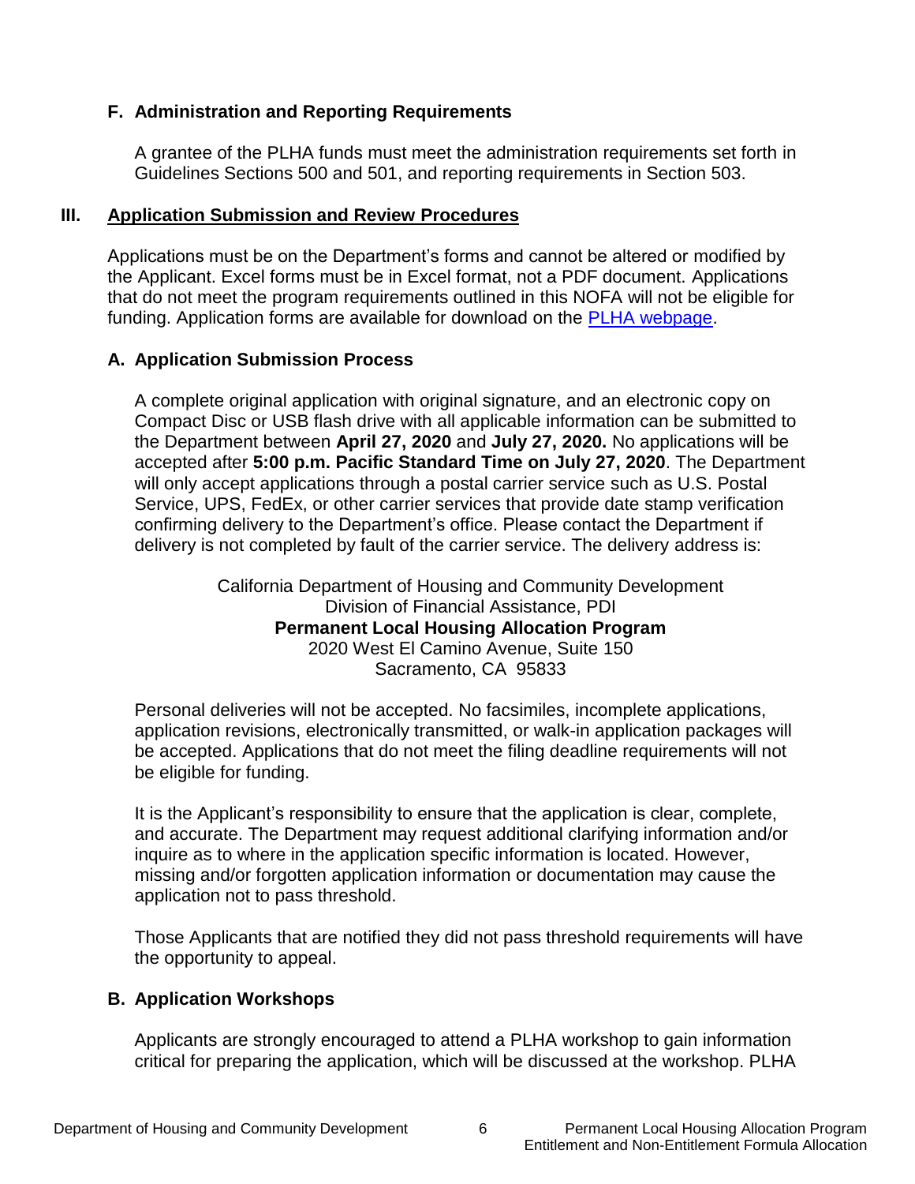### F. Administration and Reporting Requirements

A grantee of the PLHA funds must meet the administration requirements set forth in Guidelines Sections 500 and 501, and reporting requirements in Section 503.

## III. Application Submission and Review Procedures

Applications must be on the Department's forms and cannot be altered or modified by the Applicant. Excel forms must be in Excel format, not a PDF document. Applications that do not meet the program requirements outlined in this NOFA will not be eligible for funding. Application forms are available for download on the PLHA webpage.

### A. Application Submission Process

A complete original application with original signature, and an electronic copy on Compact Disc or USB flash drive with all applicable information can be submitted to the Department between **April 27, 2020** and **July 27, 2020.** No applications will be accepted after **5:00 p.m. Pacific Standard Time on July 27, 2020**. The Department will only accept applications through a postal carrier service such as U.S. Postal Service, UPS, FedEx, or other carrier services that provide date stamp verification confirming delivery to the Department's office. Please contact the Department if delivery is not completed by fault of the carrier service. The delivery address is:

California Department of Housing and Community Development
Division of Financial Assistance, PDI
**Permanent Local Housing Allocation Program**
2020 West El Camino Avenue, Suite 150
Sacramento, CA 95833

Personal deliveries will not be accepted. No facsimiles, incomplete applications, application revisions, electronically transmitted, or walk-in application packages will be accepted. Applications that do not meet the filing deadline requirements will not be eligible for funding.

It is the Applicant's responsibility to ensure that the application is clear, complete, and accurate. The Department may request additional clarifying information and/or inquire as to where in the application specific information is located. However, missing and/or forgotten application information or documentation may cause the application not to pass threshold.

Those Applicants that are notified they did not pass threshold requirements will have the opportunity to appeal.

### B. Application Workshops

Applicants are strongly encouraged to attend a PLHA workshop to gain information critical for preparing the application, which will be discussed at the workshop. PLHA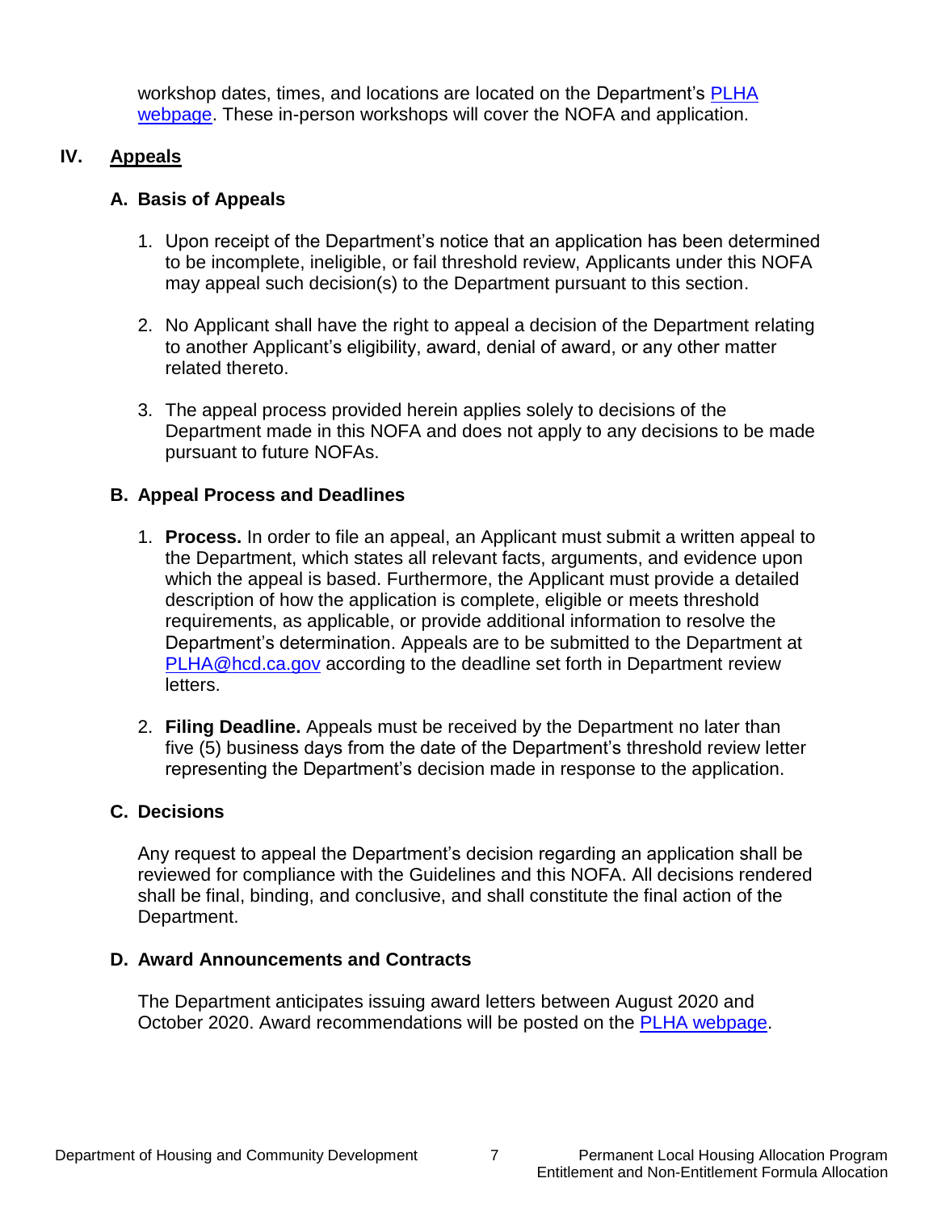workshop dates, times, and locations are located on the Department's [PLHA webpage](). These in-person workshops will cover the NOFA and application.

## IV. Appeals

### A. Basis of Appeals

1. Upon receipt of the Department's notice that an application has been determined to be incomplete, ineligible, or fail threshold review, Applicants under this NOFA may appeal such decision(s) to the Department pursuant to this section.

2. No Applicant shall have the right to appeal a decision of the Department relating to another Applicant's eligibility, award, denial of award, or any other matter related thereto.

3. The appeal process provided herein applies solely to decisions of the Department made in this NOFA and does not apply to any decisions to be made pursuant to future NOFAs.

### B. Appeal Process and Deadlines

1. **Process.** In order to file an appeal, an Applicant must submit a written appeal to the Department, which states all relevant facts, arguments, and evidence upon which the appeal is based. Furthermore, the Applicant must provide a detailed description of how the application is complete, eligible or meets threshold requirements, as applicable, or provide additional information to resolve the Department's determination. Appeals are to be submitted to the Department at [PLHA@hcd.ca.gov](mailto:PLHA@hcd.ca.gov) according to the deadline set forth in Department review letters.

2. **Filing Deadline.** Appeals must be received by the Department no later than five (5) business days from the date of the Department's threshold review letter representing the Department's decision made in response to the application.

### C. Decisions

Any request to appeal the Department's decision regarding an application shall be reviewed for compliance with the Guidelines and this NOFA. All decisions rendered shall be final, binding, and conclusive, and shall constitute the final action of the Department.

### D. Award Announcements and Contracts

The Department anticipates issuing award letters between August 2020 and October 2020. Award recommendations will be posted on the [PLHA webpage]().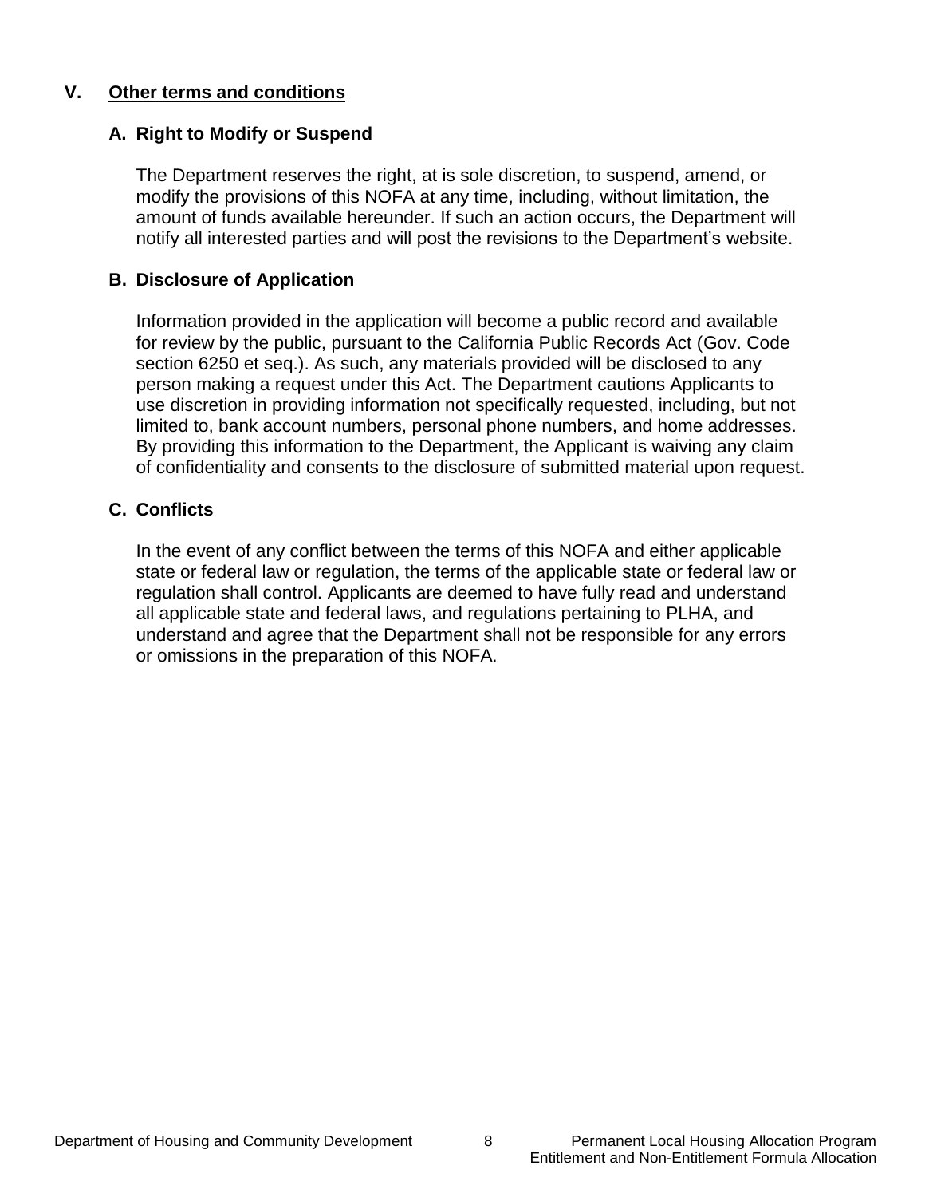## V. Other terms and conditions

### A. Right to Modify or Suspend

The Department reserves the right, at is sole discretion, to suspend, amend, or modify the provisions of this NOFA at any time, including, without limitation, the amount of funds available hereunder. If such an action occurs, the Department will notify all interested parties and will post the revisions to the Department's website.

### B. Disclosure of Application

Information provided in the application will become a public record and available for review by the public, pursuant to the California Public Records Act (Gov. Code section 6250 et seq.). As such, any materials provided will be disclosed to any person making a request under this Act. The Department cautions Applicants to use discretion in providing information not specifically requested, including, but not limited to, bank account numbers, personal phone numbers, and home addresses. By providing this information to the Department, the Applicant is waiving any claim of confidentiality and consents to the disclosure of submitted material upon request.

### C. Conflicts

In the event of any conflict between the terms of this NOFA and either applicable state or federal law or regulation, the terms of the applicable state or federal law or regulation shall control. Applicants are deemed to have fully read and understand all applicable state and federal laws, and regulations pertaining to PLHA, and understand and agree that the Department shall not be responsible for any errors or omissions in the preparation of this NOFA.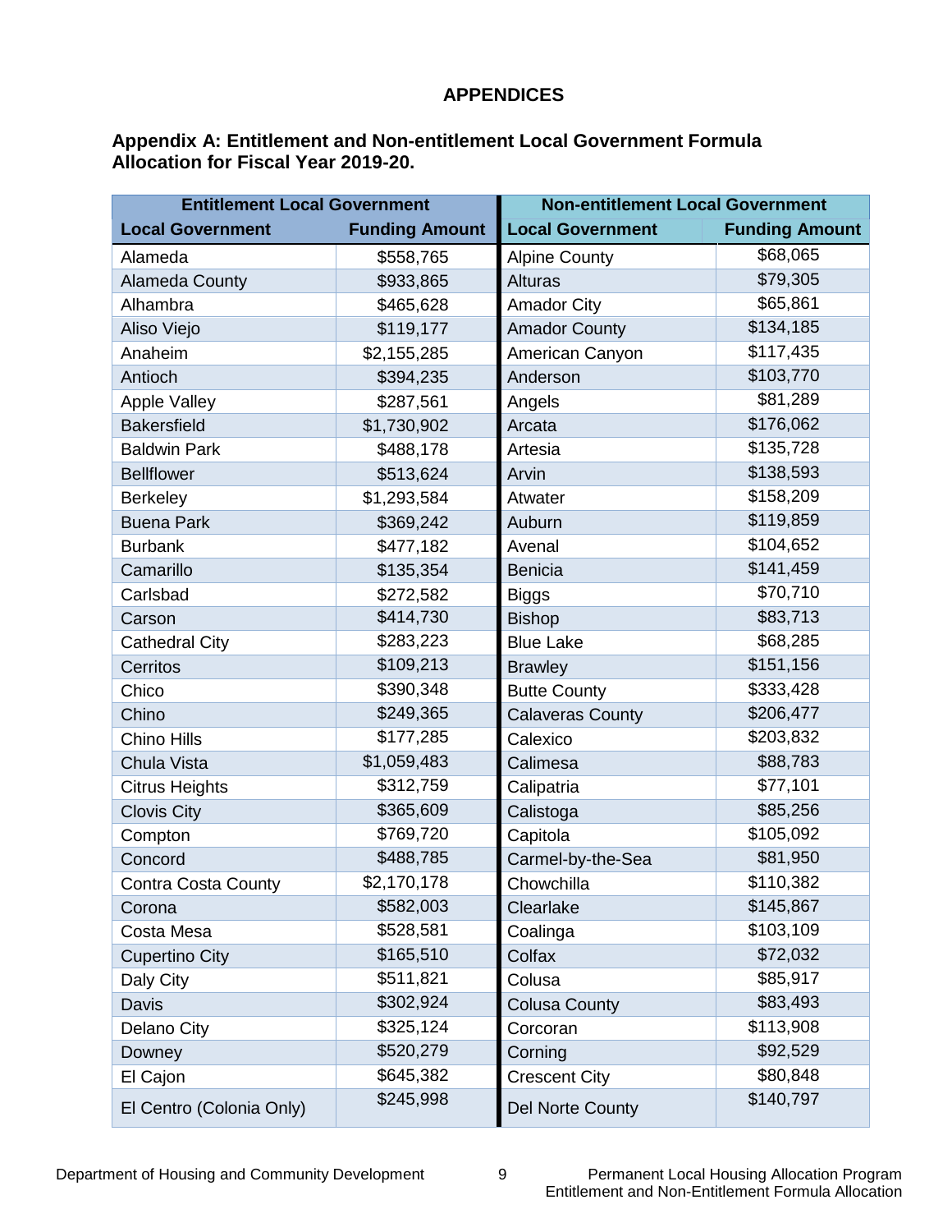## APPENDICES

### Appendix A: Entitlement and Non-entitlement Local Government Formula Allocation for Fiscal Year 2019-20.

| Entitlement Local Government | | Non-entitlement Local Government | |
|---|---|---|---|
| **Local Government** | **Funding Amount** | **Local Government** | **Funding Amount** |
| Alameda | $558,765 | Alpine County | $68,065 |
| Alameda County | $933,865 | Alturas | $79,305 |
| Alhambra | $465,628 | Amador City | $65,861 |
| Aliso Viejo | $119,177 | Amador County | $134,185 |
| Anaheim | $2,155,285 | American Canyon | $117,435 |
| Antioch | $394,235 | Anderson | $103,770 |
| Apple Valley | $287,561 | Angels | $81,289 |
| Bakersfield | $1,730,902 | Arcata | $176,062 |
| Baldwin Park | $488,178 | Artesia | $135,728 |
| Bellflower | $513,624 | Arvin | $138,593 |
| Berkeley | $1,293,584 | Atwater | $158,209 |
| Buena Park | $369,242 | Auburn | $119,859 |
| Burbank | $477,182 | Avenal | $104,652 |
| Camarillo | $135,354 | Benicia | $141,459 |
| Carlsbad | $272,582 | Biggs | $70,710 |
| Carson | $414,730 | Bishop | $83,713 |
| Cathedral City | $283,223 | Blue Lake | $68,285 |
| Cerritos | $109,213 | Brawley | $151,156 |
| Chico | $390,348 | Butte County | $333,428 |
| Chino | $249,365 | Calaveras County | $206,477 |
| Chino Hills | $177,285 | Calexico | $203,832 |
| Chula Vista | $1,059,483 | Calimesa | $88,783 |
| Citrus Heights | $312,759 | Calipatria | $77,101 |
| Clovis City | $365,609 | Calistoga | $85,256 |
| Compton | $769,720 | Capitola | $105,092 |
| Concord | $488,785 | Carmel-by-the-Sea | $81,950 |
| Contra Costa County | $2,170,178 | Chowchilla | $110,382 |
| Corona | $582,003 | Clearlake | $145,867 |
| Costa Mesa | $528,581 | Coalinga | $103,109 |
| Cupertino City | $165,510 | Colfax | $72,032 |
| Daly City | $511,821 | Colusa | $85,917 |
| Davis | $302,924 | Colusa County | $83,493 |
| Delano City | $325,124 | Corcoran | $113,908 |
| Downey | $520,279 | Corning | $92,529 |
| El Cajon | $645,382 | Crescent City | $80,848 |
| El Centro (Colonia Only) | $245,998 | Del Norte County | $140,797 |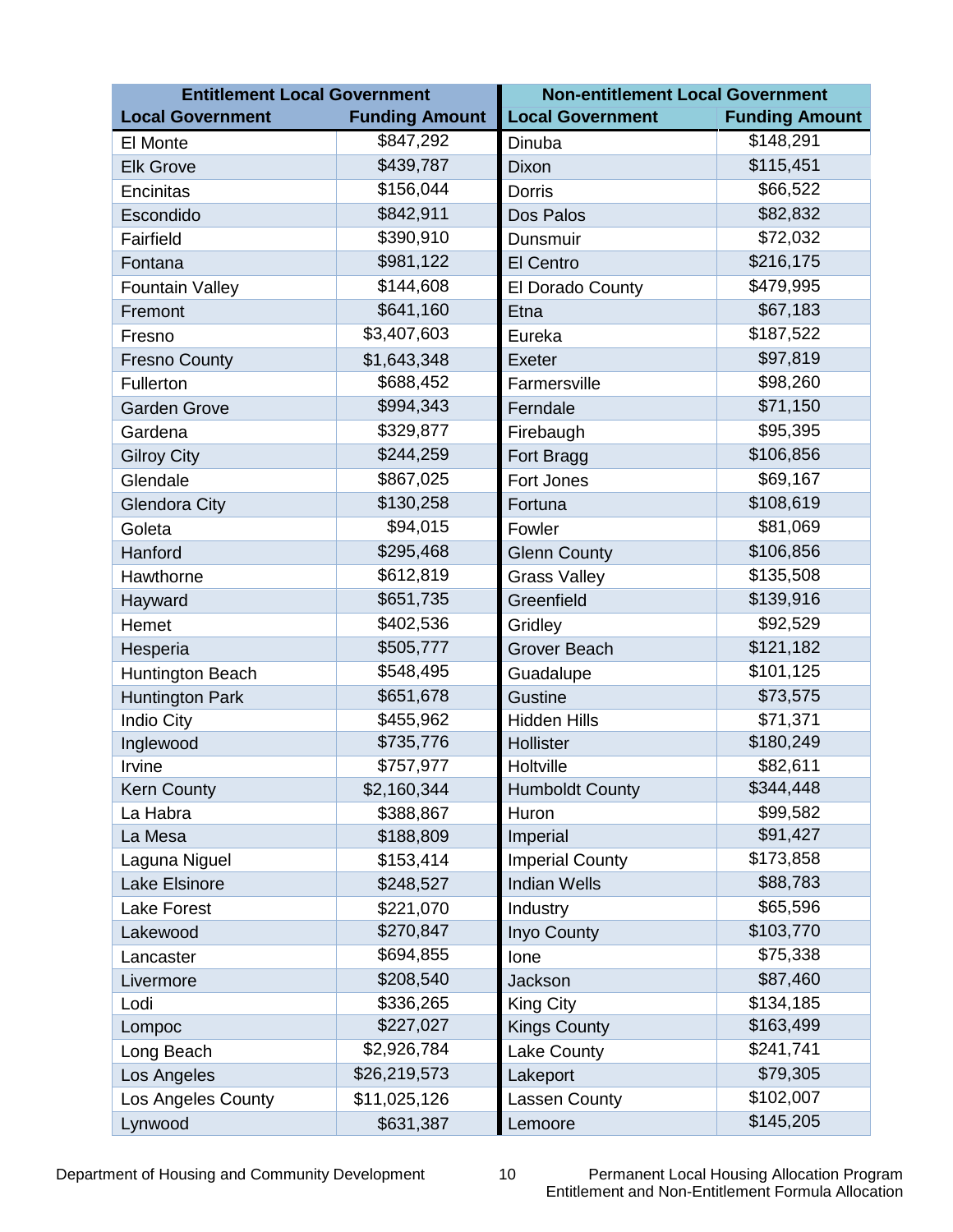| Entitlement Local Government | | Non-entitlement Local Government | |
|---|---|---|---|
| **Local Government** | **Funding Amount** | **Local Government** | **Funding Amount** |
| El Monte | $847,292 | Dinuba | $148,291 |
| Elk Grove | $439,787 | Dixon | $115,451 |
| Encinitas | $156,044 | Dorris | $66,522 |
| Escondido | $842,911 | Dos Palos | $82,832 |
| Fairfield | $390,910 | Dunsmuir | $72,032 |
| Fontana | $981,122 | El Centro | $216,175 |
| Fountain Valley | $144,608 | El Dorado County | $479,995 |
| Fremont | $641,160 | Etna | $67,183 |
| Fresno | $3,407,603 | Eureka | $187,522 |
| Fresno County | $1,643,348 | Exeter | $97,819 |
| Fullerton | $688,452 | Farmersville | $98,260 |
| Garden Grove | $994,343 | Ferndale | $71,150 |
| Gardena | $329,877 | Firebaugh | $95,395 |
| Gilroy City | $244,259 | Fort Bragg | $106,856 |
| Glendale | $867,025 | Fort Jones | $69,167 |
| Glendora City | $130,258 | Fortuna | $108,619 |
| Goleta | $94,015 | Fowler | $81,069 |
| Hanford | $295,468 | Glenn County | $106,856 |
| Hawthorne | $612,819 | Grass Valley | $135,508 |
| Hayward | $651,735 | Greenfield | $139,916 |
| Hemet | $402,536 | Gridley | $92,529 |
| Hesperia | $505,777 | Grover Beach | $121,182 |
| Huntington Beach | $548,495 | Guadalupe | $101,125 |
| Huntington Park | $651,678 | Gustine | $73,575 |
| Indio City | $455,962 | Hidden Hills | $71,371 |
| Inglewood | $735,776 | Hollister | $180,249 |
| Irvine | $757,977 | Holtville | $82,611 |
| Kern County | $2,160,344 | Humboldt County | $344,448 |
| La Habra | $388,867 | Huron | $99,582 |
| La Mesa | $188,809 | Imperial | $91,427 |
| Laguna Niguel | $153,414 | Imperial County | $173,858 |
| Lake Elsinore | $248,527 | Indian Wells | $88,783 |
| Lake Forest | $221,070 | Industry | $65,596 |
| Lakewood | $270,847 | Inyo County | $103,770 |
| Lancaster | $694,855 | Ione | $75,338 |
| Livermore | $208,540 | Jackson | $87,460 |
| Lodi | $336,265 | King City | $134,185 |
| Lompoc | $227,027 | Kings County | $163,499 |
| Long Beach | $2,926,784 | Lake County | $241,741 |
| Los Angeles | $26,219,573 | Lakeport | $79,305 |
| Los Angeles County | $11,025,126 | Lassen County | $102,007 |
| Lynwood | $631,387 | Lemoore | $145,205 |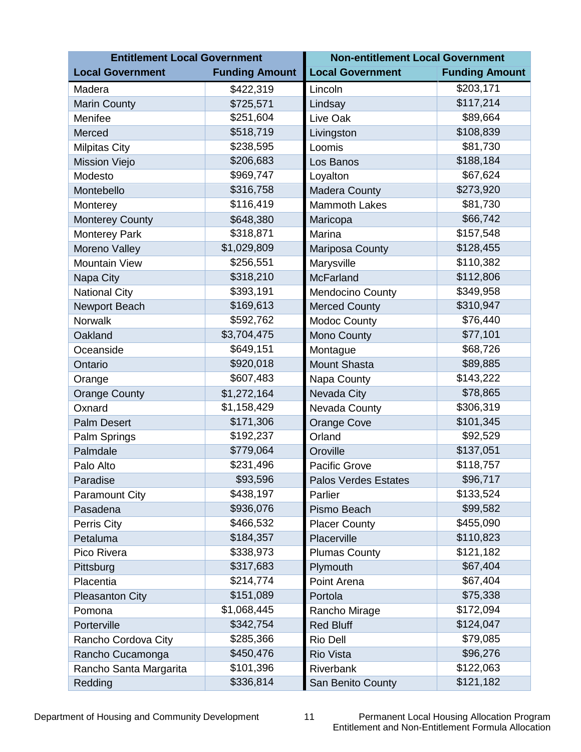| Entitlement Local Government | | Non-entitlement Local Government | |
|---|---|---|---|
| **Local Government** | **Funding Amount** | **Local Government** | **Funding Amount** |
| Madera | $422,319 | Lincoln | $203,171 |
| Marin County | $725,571 | Lindsay | $117,214 |
| Menifee | $251,604 | Live Oak | $89,664 |
| Merced | $518,719 | Livingston | $108,839 |
| Milpitas City | $238,595 | Loomis | $81,730 |
| Mission Viejo | $206,683 | Los Banos | $188,184 |
| Modesto | $969,747 | Loyalton | $67,624 |
| Montebello | $316,758 | Madera County | $273,920 |
| Monterey | $116,419 | Mammoth Lakes | $81,730 |
| Monterey County | $648,380 | Maricopa | $66,742 |
| Monterey Park | $318,871 | Marina | $157,548 |
| Moreno Valley | $1,029,809 | Mariposa County | $128,455 |
| Mountain View | $256,551 | Marysville | $110,382 |
| Napa City | $318,210 | McFarland | $112,806 |
| National City | $393,191 | Mendocino County | $349,958 |
| Newport Beach | $169,613 | Merced County | $310,947 |
| Norwalk | $592,762 | Modoc County | $76,440 |
| Oakland | $3,704,475 | Mono County | $77,101 |
| Oceanside | $649,151 | Montague | $68,726 |
| Ontario | $920,018 | Mount Shasta | $89,885 |
| Orange | $607,483 | Napa County | $143,222 |
| Orange County | $1,272,164 | Nevada City | $78,865 |
| Oxnard | $1,158,429 | Nevada County | $306,319 |
| Palm Desert | $171,306 | Orange Cove | $101,345 |
| Palm Springs | $192,237 | Orland | $92,529 |
| Palmdale | $779,064 | Oroville | $137,051 |
| Palo Alto | $231,496 | Pacific Grove | $118,757 |
| Paradise | $93,596 | Palos Verdes Estates | $96,717 |
| Paramount City | $438,197 | Parlier | $133,524 |
| Pasadena | $936,076 | Pismo Beach | $99,582 |
| Perris City | $466,532 | Placer County | $455,090 |
| Petaluma | $184,357 | Placerville | $110,823 |
| Pico Rivera | $338,973 | Plumas County | $121,182 |
| Pittsburg | $317,683 | Plymouth | $67,404 |
| Placentia | $214,774 | Point Arena | $67,404 |
| Pleasanton City | $151,089 | Portola | $75,338 |
| Pomona | $1,068,445 | Rancho Mirage | $172,094 |
| Porterville | $342,754 | Red Bluff | $124,047 |
| Rancho Cordova City | $285,366 | Rio Dell | $79,085 |
| Rancho Cucamonga | $450,476 | Rio Vista | $96,276 |
| Rancho Santa Margarita | $101,396 | Riverbank | $122,063 |
| Redding | $336,814 | San Benito County | $121,182 |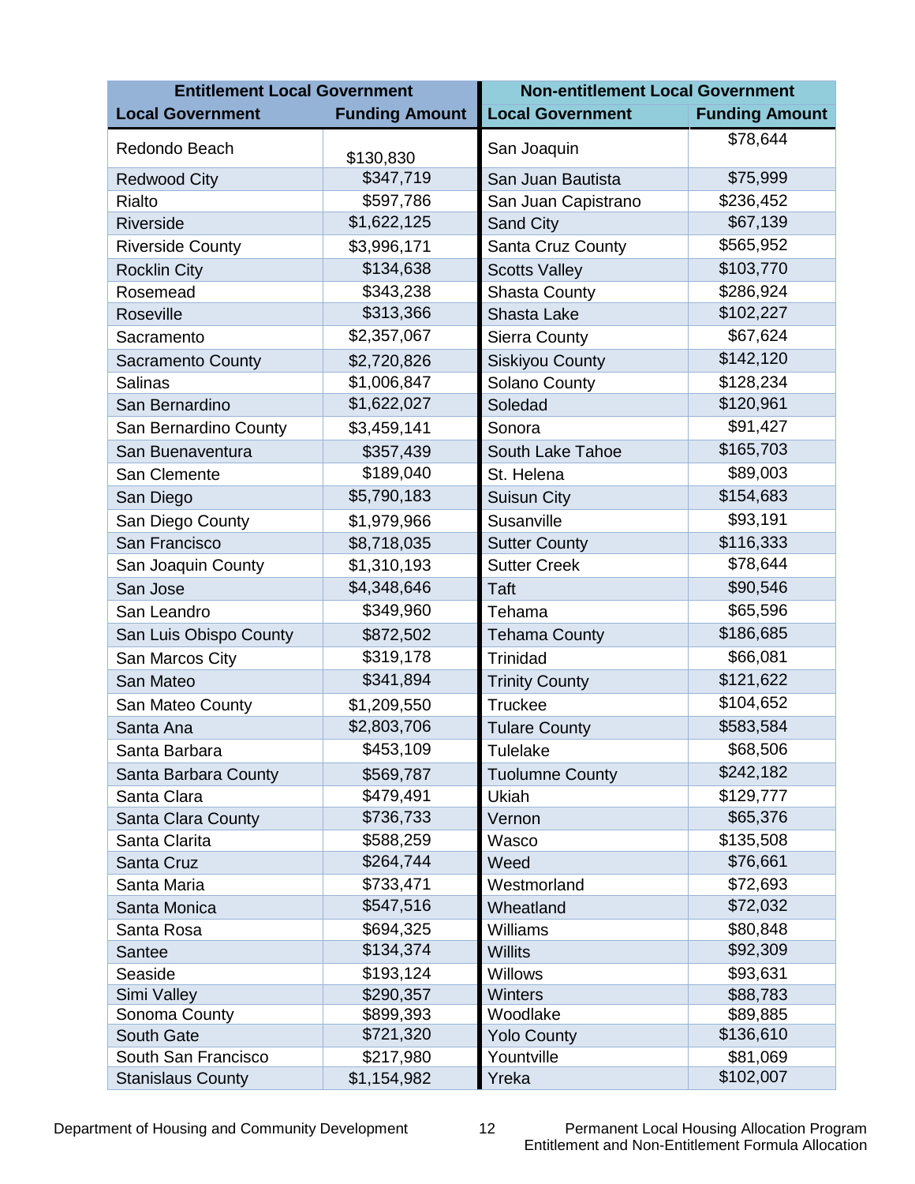| Entitlement Local Government | | Non-entitlement Local Government | |
|---|---|---|---|
| **Local Government** | **Funding Amount** | **Local Government** | **Funding Amount** |
| Redondo Beach | $130,830 | San Joaquin | $78,644 |
| Redwood City | $347,719 | San Juan Bautista | $75,999 |
| Rialto | $597,786 | San Juan Capistrano | $236,452 |
| Riverside | $1,622,125 | Sand City | $67,139 |
| Riverside County | $3,996,171 | Santa Cruz County | $565,952 |
| Rocklin City | $134,638 | Scotts Valley | $103,770 |
| Rosemead | $343,238 | Shasta County | $286,924 |
| Roseville | $313,366 | Shasta Lake | $102,227 |
| Sacramento | $2,357,067 | Sierra County | $67,624 |
| Sacramento County | $2,720,826 | Siskiyou County | $142,120 |
| Salinas | $1,006,847 | Solano County | $128,234 |
| San Bernardino | $1,622,027 | Soledad | $120,961 |
| San Bernardino County | $3,459,141 | Sonora | $91,427 |
| San Buenaventura | $357,439 | South Lake Tahoe | $165,703 |
| San Clemente | $189,040 | St. Helena | $89,003 |
| San Diego | $5,790,183 | Suisun City | $154,683 |
| San Diego County | $1,979,966 | Susanville | $93,191 |
| San Francisco | $8,718,035 | Sutter County | $116,333 |
| San Joaquin County | $1,310,193 | Sutter Creek | $78,644 |
| San Jose | $4,348,646 | Taft | $90,546 |
| San Leandro | $349,960 | Tehama | $65,596 |
| San Luis Obispo County | $872,502 | Tehama County | $186,685 |
| San Marcos City | $319,178 | Trinidad | $66,081 |
| San Mateo | $341,894 | Trinity County | $121,622 |
| San Mateo County | $1,209,550 | Truckee | $104,652 |
| Santa Ana | $2,803,706 | Tulare County | $583,584 |
| Santa Barbara | $453,109 | Tulelake | $68,506 |
| Santa Barbara County | $569,787 | Tuolumne County | $242,182 |
| Santa Clara | $479,491 | Ukiah | $129,777 |
| Santa Clara County | $736,733 | Vernon | $65,376 |
| Santa Clarita | $588,259 | Wasco | $135,508 |
| Santa Cruz | $264,744 | Weed | $76,661 |
| Santa Maria | $733,471 | Westmorland | $72,693 |
| Santa Monica | $547,516 | Wheatland | $72,032 |
| Santa Rosa | $694,325 | Williams | $80,848 |
| Santee | $134,374 | Willits | $92,309 |
| Seaside | $193,124 | Willows | $93,631 |
| Simi Valley | $290,357 | Winters | $88,783 |
| Sonoma County | $899,393 | Woodlake | $89,885 |
| South Gate | $721,320 | Yolo County | $136,610 |
| South San Francisco | $217,980 | Yountville | $81,069 |
| Stanislaus County | $1,154,982 | Yreka | $102,007 |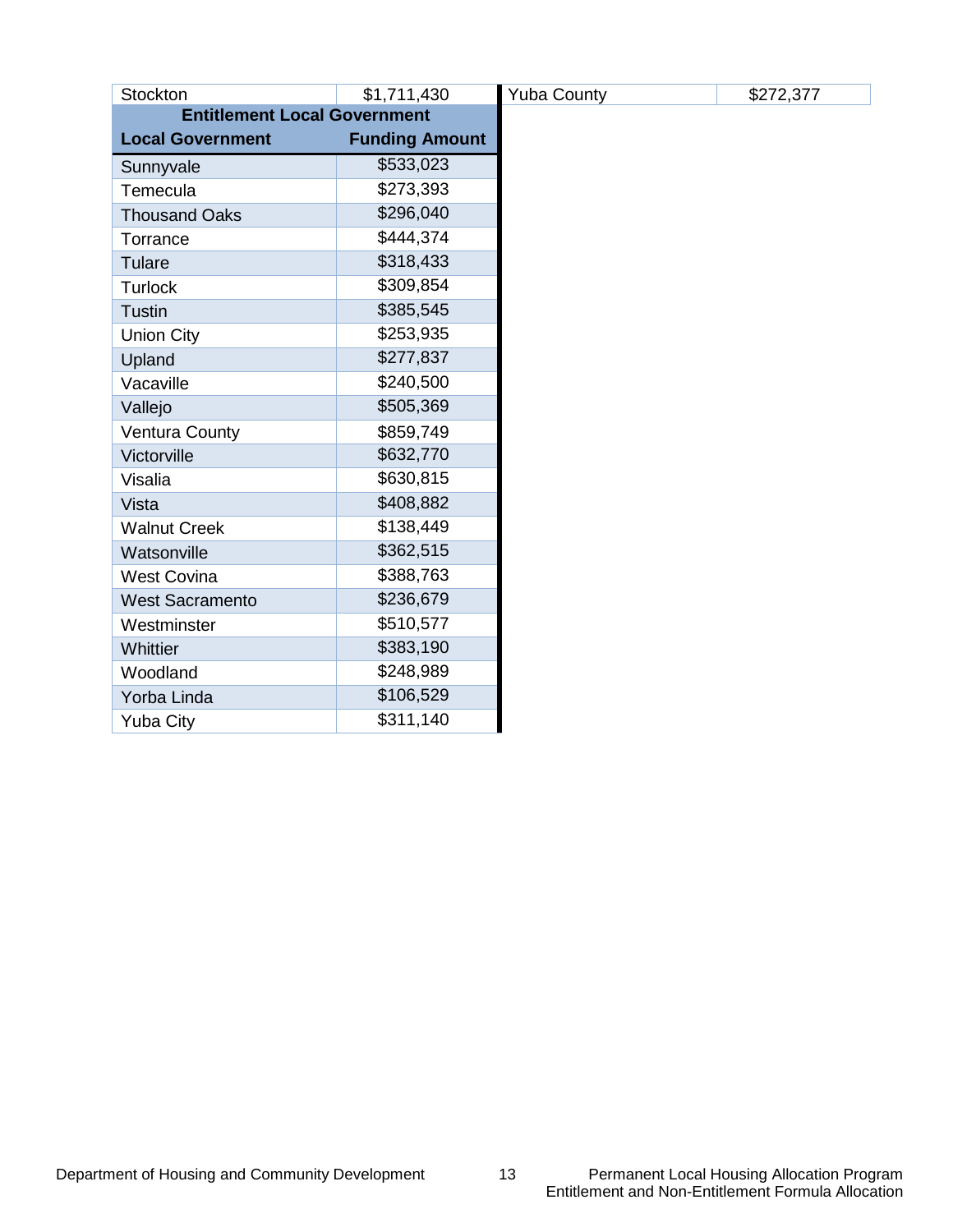| Local Government | Funding Amount |
|---|---|
| Stockton | $1,711,430 |

| Local Government | Funding Amount |
|---|---|
| Yuba County | $272,377 |

| Entitlement Local Government | |
|---|---|
| **Local Government** | **Funding Amount** |
| Sunnyvale | $533,023 |
| Temecula | $273,393 |
| Thousand Oaks | $296,040 |
| Torrance | $444,374 |
| Tulare | $318,433 |
| Turlock | $309,854 |
| Tustin | $385,545 |
| Union City | $253,935 |
| Upland | $277,837 |
| Vacaville | $240,500 |
| Vallejo | $505,369 |
| Ventura County | $859,749 |
| Victorville | $632,770 |
| Visalia | $630,815 |
| Vista | $408,882 |
| Walnut Creek | $138,449 |
| Watsonville | $362,515 |
| West Covina | $388,763 |
| West Sacramento | $236,679 |
| Westminster | $510,577 |
| Whittier | $383,190 |
| Woodland | $248,989 |
| Yorba Linda | $106,529 |
| Yuba City | $311,140 |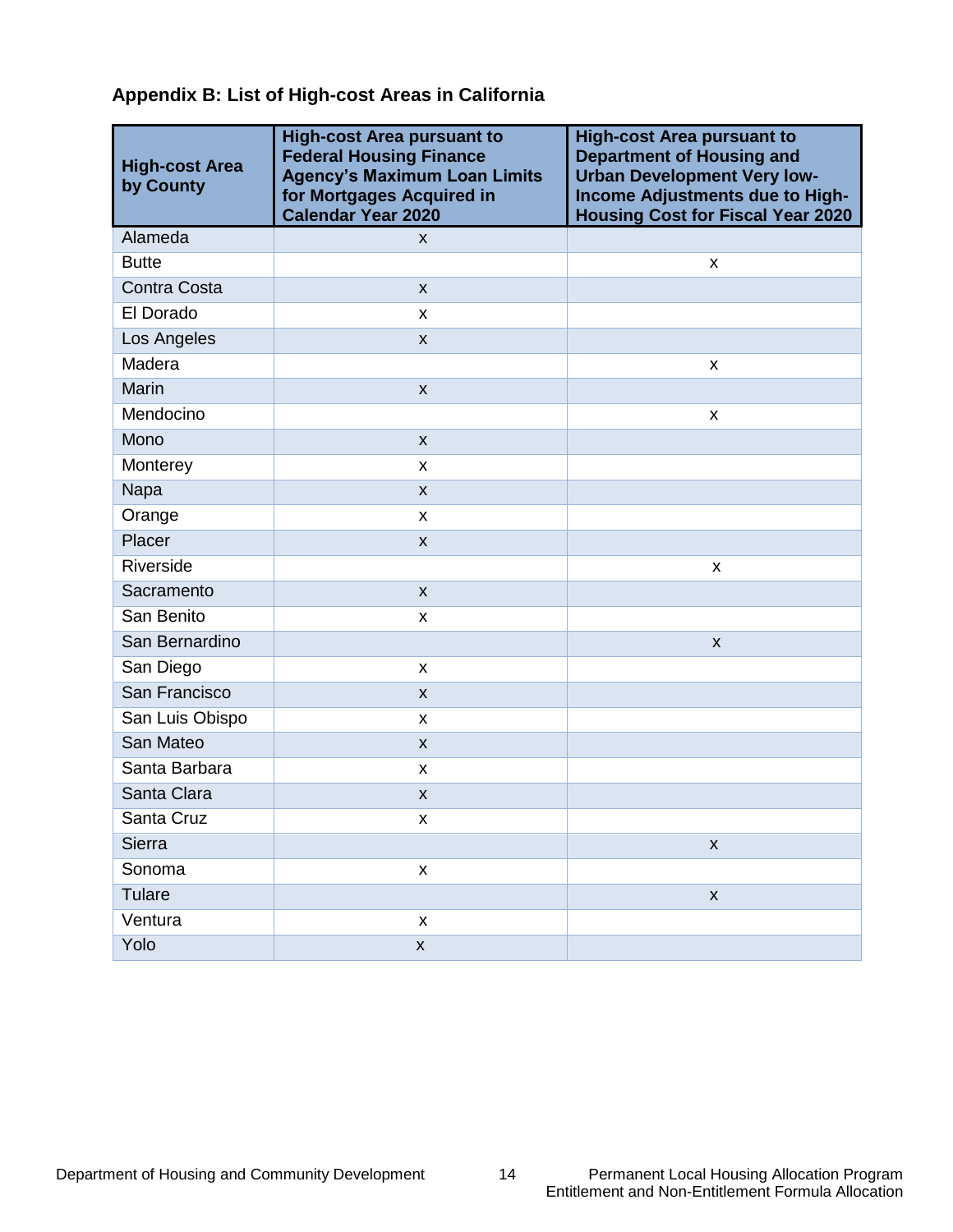## Appendix B: List of High-cost Areas in California

| High-cost Area by County | High-cost Area pursuant to Federal Housing Finance Agency's Maximum Loan Limits for Mortgages Acquired in Calendar Year 2020 | High-cost Area pursuant to Department of Housing and Urban Development Very low-Income Adjustments due to High-Housing Cost for Fiscal Year 2020 |
|---|---|---|
| Alameda | x | |
| Butte | | x |
| Contra Costa | x | |
| El Dorado | x | |
| Los Angeles | x | |
| Madera | | x |
| Marin | x | |
| Mendocino | | x |
| Mono | x | |
| Monterey | x | |
| Napa | x | |
| Orange | x | |
| Placer | x | |
| Riverside | | x |
| Sacramento | x | |
| San Benito | x | |
| San Bernardino | | x |
| San Diego | x | |
| San Francisco | x | |
| San Luis Obispo | x | |
| San Mateo | x | |
| Santa Barbara | x | |
| Santa Clara | x | |
| Santa Cruz | x | |
| Sierra | | x |
| Sonoma | x | |
| Tulare | | x |
| Ventura | x | |
| Yolo | x | |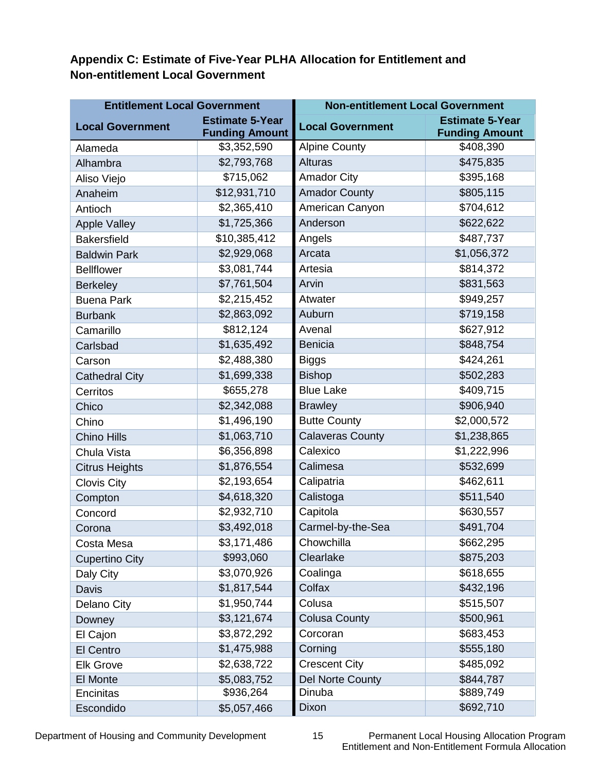## Appendix C: Estimate of Five-Year PLHA Allocation for Entitlement and Non-entitlement Local Government

| Entitlement Local Government | | Non-entitlement Local Government | |
|---|---|---|---|
| **Local Government** | **Estimate 5-Year Funding Amount** | **Local Government** | **Estimate 5-Year Funding Amount** |
| Alameda | $3,352,590 | Alpine County | $408,390 |
| Alhambra | $2,793,768 | Alturas | $475,835 |
| Aliso Viejo | $715,062 | Amador City | $395,168 |
| Anaheim | $12,931,710 | Amador County | $805,115 |
| Antioch | $2,365,410 | American Canyon | $704,612 |
| Apple Valley | $1,725,366 | Anderson | $622,622 |
| Bakersfield | $10,385,412 | Angels | $487,737 |
| Baldwin Park | $2,929,068 | Arcata | $1,056,372 |
| Bellflower | $3,081,744 | Artesia | $814,372 |
| Berkeley | $7,761,504 | Arvin | $831,563 |
| Buena Park | $2,215,452 | Atwater | $949,257 |
| Burbank | $2,863,092 | Auburn | $719,158 |
| Camarillo | $812,124 | Avenal | $627,912 |
| Carlsbad | $1,635,492 | Benicia | $848,754 |
| Carson | $2,488,380 | Biggs | $424,261 |
| Cathedral City | $1,699,338 | Bishop | $502,283 |
| Cerritos | $655,278 | Blue Lake | $409,715 |
| Chico | $2,342,088 | Brawley | $906,940 |
| Chino | $1,496,190 | Butte County | $2,000,572 |
| Chino Hills | $1,063,710 | Calaveras County | $1,238,865 |
| Chula Vista | $6,356,898 | Calexico | $1,222,996 |
| Citrus Heights | $1,876,554 | Calimesa | $532,699 |
| Clovis City | $2,193,654 | Calipatria | $462,611 |
| Compton | $4,618,320 | Calistoga | $511,540 |
| Concord | $2,932,710 | Capitola | $630,557 |
| Corona | $3,492,018 | Carmel-by-the-Sea | $491,704 |
| Costa Mesa | $3,171,486 | Chowchilla | $662,295 |
| Cupertino City | $993,060 | Clearlake | $875,203 |
| Daly City | $3,070,926 | Coalinga | $618,655 |
| Davis | $1,817,544 | Colfax | $432,196 |
| Delano City | $1,950,744 | Colusa | $515,507 |
| Downey | $3,121,674 | Colusa County | $500,961 |
| El Cajon | $3,872,292 | Corcoran | $683,453 |
| El Centro | $1,475,988 | Corning | $555,180 |
| Elk Grove | $2,638,722 | Crescent City | $485,092 |
| El Monte | $5,083,752 | Del Norte County | $844,787 |
| Encinitas | $936,264 | Dinuba | $889,749 |
| Escondido | $5,057,466 | Dixon | $692,710 |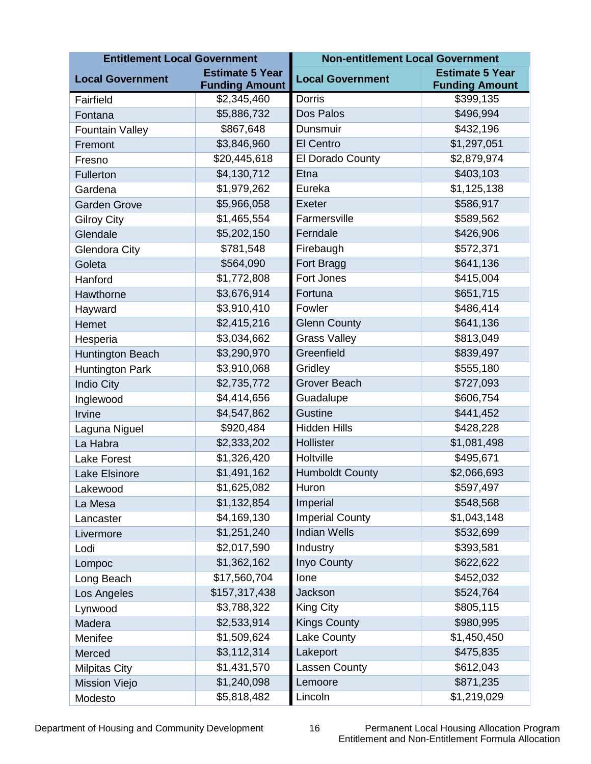| Entitlement Local Government | | Non-entitlement Local Government | |
|---|---|---|---|
| **Local Government** | **Estimate 5 Year Funding Amount** | **Local Government** | **Estimate 5 Year Funding Amount** |
| Fairfield | $2,345,460 | Dorris | $399,135 |
| Fontana | $5,886,732 | Dos Palos | $496,994 |
| Fountain Valley | $867,648 | Dunsmuir | $432,196 |
| Fremont | $3,846,960 | El Centro | $1,297,051 |
| Fresno | $20,445,618 | El Dorado County | $2,879,974 |
| Fullerton | $4,130,712 | Etna | $403,103 |
| Gardena | $1,979,262 | Eureka | $1,125,138 |
| Garden Grove | $5,966,058 | Exeter | $586,917 |
| Gilroy City | $1,465,554 | Farmersville | $589,562 |
| Glendale | $5,202,150 | Ferndale | $426,906 |
| Glendora City | $781,548 | Firebaugh | $572,371 |
| Goleta | $564,090 | Fort Bragg | $641,136 |
| Hanford | $1,772,808 | Fort Jones | $415,004 |
| Hawthorne | $3,676,914 | Fortuna | $651,715 |
| Hayward | $3,910,410 | Fowler | $486,414 |
| Hemet | $2,415,216 | Glenn County | $641,136 |
| Hesperia | $3,034,662 | Grass Valley | $813,049 |
| Huntington Beach | $3,290,970 | Greenfield | $839,497 |
| Huntington Park | $3,910,068 | Gridley | $555,180 |
| Indio City | $2,735,772 | Grover Beach | $727,093 |
| Inglewood | $4,414,656 | Guadalupe | $606,754 |
| Irvine | $4,547,862 | Gustine | $441,452 |
| Laguna Niguel | $920,484 | Hidden Hills | $428,228 |
| La Habra | $2,333,202 | Hollister | $1,081,498 |
| Lake Forest | $1,326,420 | Holtville | $495,671 |
| Lake Elsinore | $1,491,162 | Humboldt County | $2,066,693 |
| Lakewood | $1,625,082 | Huron | $597,497 |
| La Mesa | $1,132,854 | Imperial | $548,568 |
| Lancaster | $4,169,130 | Imperial County | $1,043,148 |
| Livermore | $1,251,240 | Indian Wells | $532,699 |
| Lodi | $2,017,590 | Industry | $393,581 |
| Lompoc | $1,362,162 | Inyo County | $622,622 |
| Long Beach | $17,560,704 | Ione | $452,032 |
| Los Angeles | $157,317,438 | Jackson | $524,764 |
| Lynwood | $3,788,322 | King City | $805,115 |
| Madera | $2,533,914 | Kings County | $980,995 |
| Menifee | $1,509,624 | Lake County | $1,450,450 |
| Merced | $3,112,314 | Lakeport | $475,835 |
| Milpitas City | $1,431,570 | Lassen County | $612,043 |
| Mission Viejo | $1,240,098 | Lemoore | $871,235 |
| Modesto | $5,818,482 | Lincoln | $1,219,029 |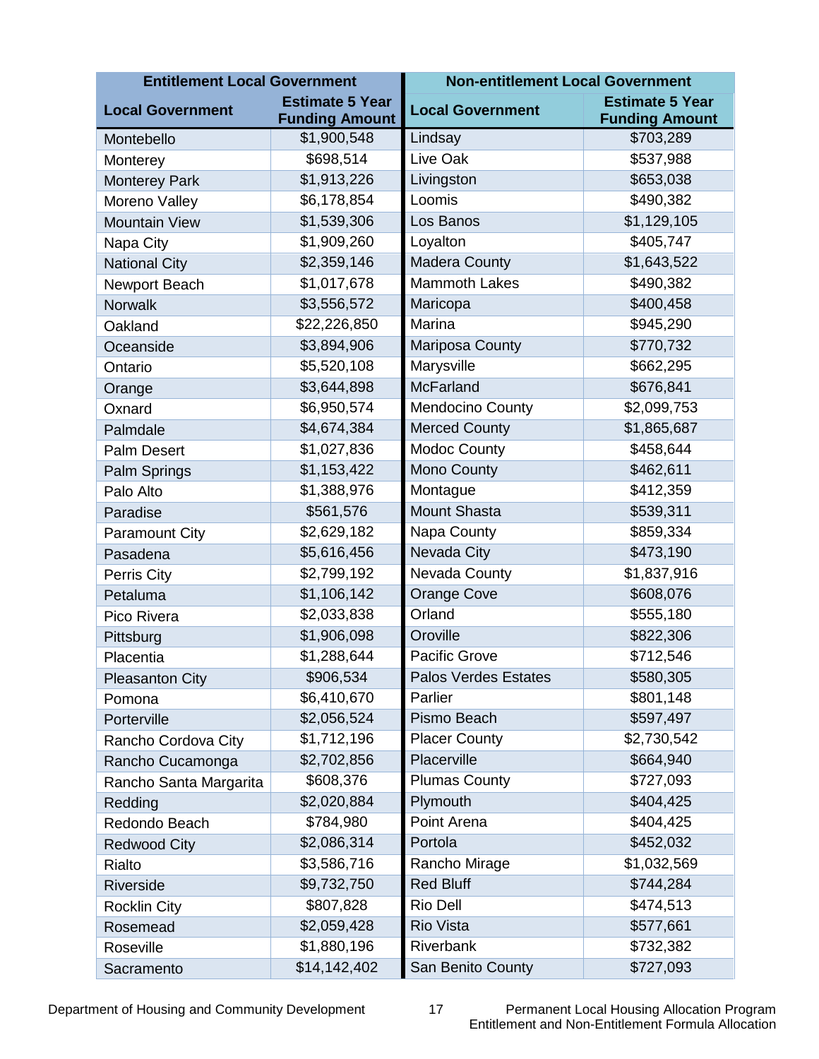| Entitlement Local Government | | Non-entitlement Local Government | |
|---|---|---|---|
| **Local Government** | **Estimate 5 Year Funding Amount** | **Local Government** | **Estimate 5 Year Funding Amount** |
| Montebello | $1,900,548 | Lindsay | $703,289 |
| Monterey | $698,514 | Live Oak | $537,988 |
| Monterey Park | $1,913,226 | Livingston | $653,038 |
| Moreno Valley | $6,178,854 | Loomis | $490,382 |
| Mountain View | $1,539,306 | Los Banos | $1,129,105 |
| Napa City | $1,909,260 | Loyalton | $405,747 |
| National City | $2,359,146 | Madera County | $1,643,522 |
| Newport Beach | $1,017,678 | Mammoth Lakes | $490,382 |
| Norwalk | $3,556,572 | Maricopa | $400,458 |
| Oakland | $22,226,850 | Marina | $945,290 |
| Oceanside | $3,894,906 | Mariposa County | $770,732 |
| Ontario | $5,520,108 | Marysville | $662,295 |
| Orange | $3,644,898 | McFarland | $676,841 |
| Oxnard | $6,950,574 | Mendocino County | $2,099,753 |
| Palmdale | $4,674,384 | Merced County | $1,865,687 |
| Palm Desert | $1,027,836 | Modoc County | $458,644 |
| Palm Springs | $1,153,422 | Mono County | $462,611 |
| Palo Alto | $1,388,976 | Montague | $412,359 |
| Paradise | $561,576 | Mount Shasta | $539,311 |
| Paramount City | $2,629,182 | Napa County | $859,334 |
| Pasadena | $5,616,456 | Nevada City | $473,190 |
| Perris City | $2,799,192 | Nevada County | $1,837,916 |
| Petaluma | $1,106,142 | Orange Cove | $608,076 |
| Pico Rivera | $2,033,838 | Orland | $555,180 |
| Pittsburg | $1,906,098 | Oroville | $822,306 |
| Placentia | $1,288,644 | Pacific Grove | $712,546 |
| Pleasanton City | $906,534 | Palos Verdes Estates | $580,305 |
| Pomona | $6,410,670 | Parlier | $801,148 |
| Porterville | $2,056,524 | Pismo Beach | $597,497 |
| Rancho Cordova City | $1,712,196 | Placer County | $2,730,542 |
| Rancho Cucamonga | $2,702,856 | Placerville | $664,940 |
| Rancho Santa Margarita | $608,376 | Plumas County | $727,093 |
| Redding | $2,020,884 | Plymouth | $404,425 |
| Redondo Beach | $784,980 | Point Arena | $404,425 |
| Redwood City | $2,086,314 | Portola | $452,032 |
| Rialto | $3,586,716 | Rancho Mirage | $1,032,569 |
| Riverside | $9,732,750 | Red Bluff | $744,284 |
| Rocklin City | $807,828 | Rio Dell | $474,513 |
| Rosemead | $2,059,428 | Rio Vista | $577,661 |
| Roseville | $1,880,196 | Riverbank | $732,382 |
| Sacramento | $14,142,402 | San Benito County | $727,093 |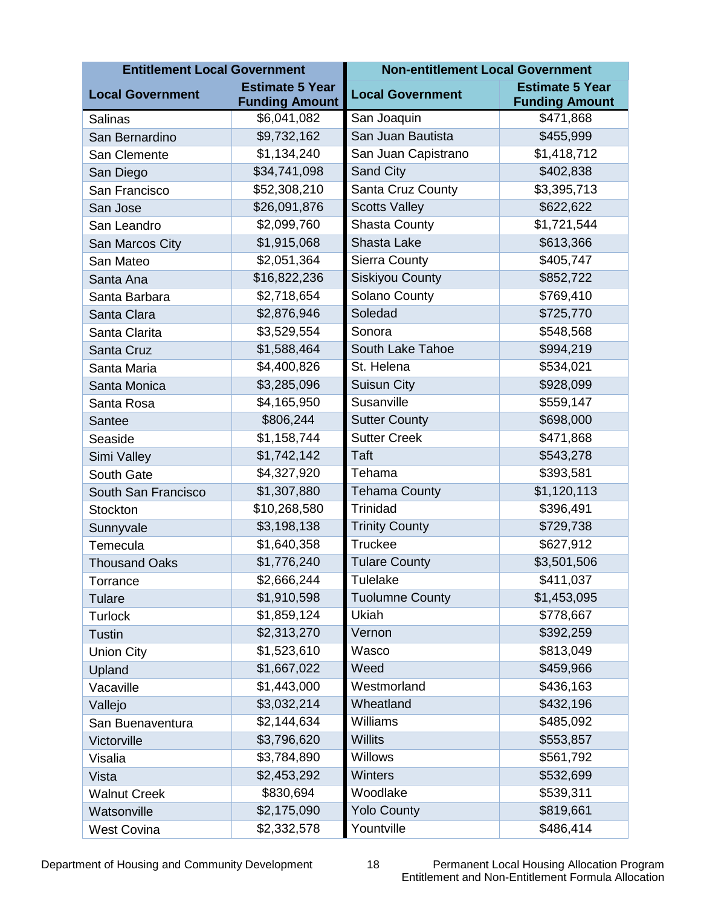| Entitlement Local Government | | Non-entitlement Local Government | |
|---|---|---|---|
| **Local Government** | **Estimate 5 Year Funding Amount** | **Local Government** | **Estimate 5 Year Funding Amount** |
| Salinas | $6,041,082 | San Joaquin | $471,868 |
| San Bernardino | $9,732,162 | San Juan Bautista | $455,999 |
| San Clemente | $1,134,240 | San Juan Capistrano | $1,418,712 |
| San Diego | $34,741,098 | Sand City | $402,838 |
| San Francisco | $52,308,210 | Santa Cruz County | $3,395,713 |
| San Jose | $26,091,876 | Scotts Valley | $622,622 |
| San Leandro | $2,099,760 | Shasta County | $1,721,544 |
| San Marcos City | $1,915,068 | Shasta Lake | $613,366 |
| San Mateo | $2,051,364 | Sierra County | $405,747 |
| Santa Ana | $16,822,236 | Siskiyou County | $852,722 |
| Santa Barbara | $2,718,654 | Solano County | $769,410 |
| Santa Clara | $2,876,946 | Soledad | $725,770 |
| Santa Clarita | $3,529,554 | Sonora | $548,568 |
| Santa Cruz | $1,588,464 | South Lake Tahoe | $994,219 |
| Santa Maria | $4,400,826 | St. Helena | $534,021 |
| Santa Monica | $3,285,096 | Suisun City | $928,099 |
| Santa Rosa | $4,165,950 | Susanville | $559,147 |
| Santee | $806,244 | Sutter County | $698,000 |
| Seaside | $1,158,744 | Sutter Creek | $471,868 |
| Simi Valley | $1,742,142 | Taft | $543,278 |
| South Gate | $4,327,920 | Tehama | $393,581 |
| South San Francisco | $1,307,880 | Tehama County | $1,120,113 |
| Stockton | $10,268,580 | Trinidad | $396,491 |
| Sunnyvale | $3,198,138 | Trinity County | $729,738 |
| Temecula | $1,640,358 | Truckee | $627,912 |
| Thousand Oaks | $1,776,240 | Tulare County | $3,501,506 |
| Torrance | $2,666,244 | Tulelake | $411,037 |
| Tulare | $1,910,598 | Tuolumne County | $1,453,095 |
| Turlock | $1,859,124 | Ukiah | $778,667 |
| Tustin | $2,313,270 | Vernon | $392,259 |
| Union City | $1,523,610 | Wasco | $813,049 |
| Upland | $1,667,022 | Weed | $459,966 |
| Vacaville | $1,443,000 | Westmorland | $436,163 |
| Vallejo | $3,032,214 | Wheatland | $432,196 |
| San Buenaventura | $2,144,634 | Williams | $485,092 |
| Victorville | $3,796,620 | Willits | $553,857 |
| Visalia | $3,784,890 | Willows | $561,792 |
| Vista | $2,453,292 | Winters | $532,699 |
| Walnut Creek | $830,694 | Woodlake | $539,311 |
| Watsonville | $2,175,090 | Yolo County | $819,661 |
| West Covina | $2,332,578 | Yountville | $486,414 |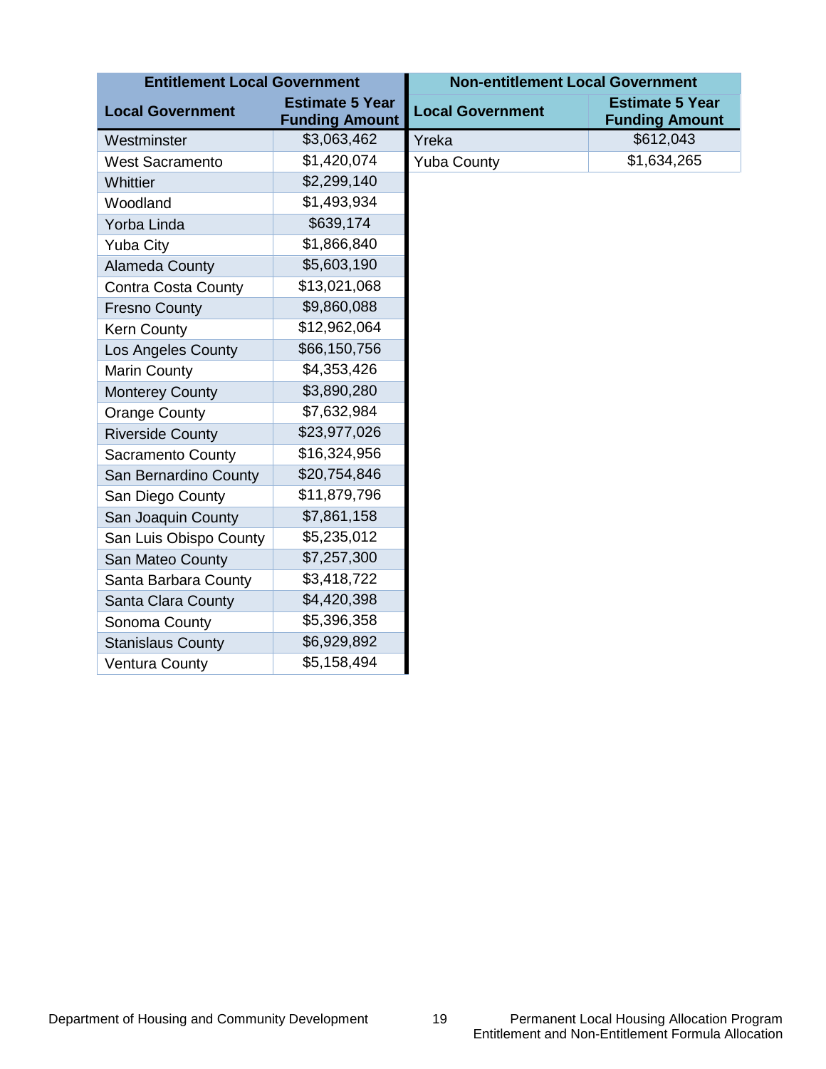| Entitlement Local Government | | Non-entitlement Local Government | |
|---|---|---|---|
| **Local Government** | **Estimate 5 Year Funding Amount** | **Local Government** | **Estimate 5 Year Funding Amount** |
| Westminster | $3,063,462 | Yreka | $612,043 |
| West Sacramento | $1,420,074 | Yuba County | $1,634,265 |
| Whittier | $2,299,140 | | |
| Woodland | $1,493,934 | | |
| Yorba Linda | $639,174 | | |
| Yuba City | $1,866,840 | | |
| Alameda County | $5,603,190 | | |
| Contra Costa County | $13,021,068 | | |
| Fresno County | $9,860,088 | | |
| Kern County | $12,962,064 | | |
| Los Angeles County | $66,150,756 | | |
| Marin County | $4,353,426 | | |
| Monterey County | $3,890,280 | | |
| Orange County | $7,632,984 | | |
| Riverside County | $23,977,026 | | |
| Sacramento County | $16,324,956 | | |
| San Bernardino County | $20,754,846 | | |
| San Diego County | $11,879,796 | | |
| San Joaquin County | $7,861,158 | | |
| San Luis Obispo County | $5,235,012 | | |
| San Mateo County | $7,257,300 | | |
| Santa Barbara County | $3,418,722 | | |
| Santa Clara County | $4,420,398 | | |
| Sonoma County | $5,396,358 | | |
| Stanislaus County | $6,929,892 | | |
| Ventura County | $5,158,494 | | |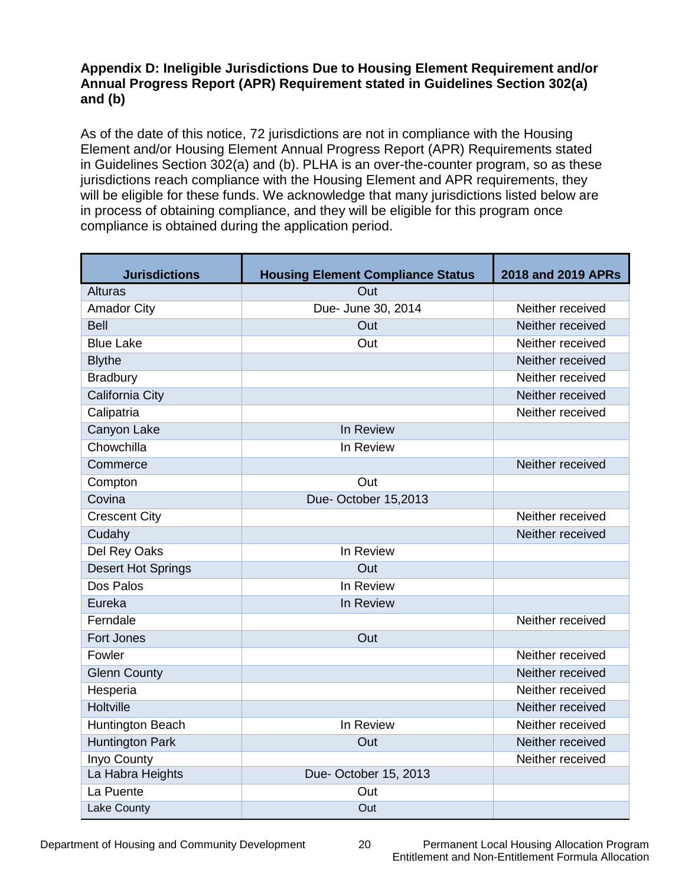**Appendix D: Ineligible Jurisdictions Due to Housing Element Requirement and/or Annual Progress Report (APR) Requirement stated in Guidelines Section 302(a) and (b)**

As of the date of this notice, 72 jurisdictions are not in compliance with the Housing Element and/or Housing Element Annual Progress Report (APR) Requirements stated in Guidelines Section 302(a) and (b). PLHA is an over-the-counter program, so as these jurisdictions reach compliance with the Housing Element and APR requirements, they will be eligible for these funds. We acknowledge that many jurisdictions listed below are in process of obtaining compliance, and they will be eligible for this program once compliance is obtained during the application period.

| Jurisdictions | Housing Element Compliance Status | 2018 and 2019 APRs |
|---|---|---|
| Alturas | Out | |
| Amador City | Due- June 30, 2014 | Neither received |
| Bell | Out | Neither received |
| Blue Lake | Out | Neither received |
| Blythe | | Neither received |
| Bradbury | | Neither received |
| California City | | Neither received |
| Calipatria | | Neither received |
| Canyon Lake | In Review | |
| Chowchilla | In Review | |
| Commerce | | Neither received |
| Compton | Out | |
| Covina | Due- October 15,2013 | |
| Crescent City | | Neither received |
| Cudahy | | Neither received |
| Del Rey Oaks | In Review | |
| Desert Hot Springs | Out | |
| Dos Palos | In Review | |
| Eureka | In Review | |
| Ferndale | | Neither received |
| Fort Jones | Out | |
| Fowler | | Neither received |
| Glenn County | | Neither received |
| Hesperia | | Neither received |
| Holtville | | Neither received |
| Huntington Beach | In Review | Neither received |
| Huntington Park | Out | Neither received |
| Inyo County | | Neither received |
| La Habra Heights | Due- October 15, 2013 | |
| La Puente | Out | |
| Lake County | Out | |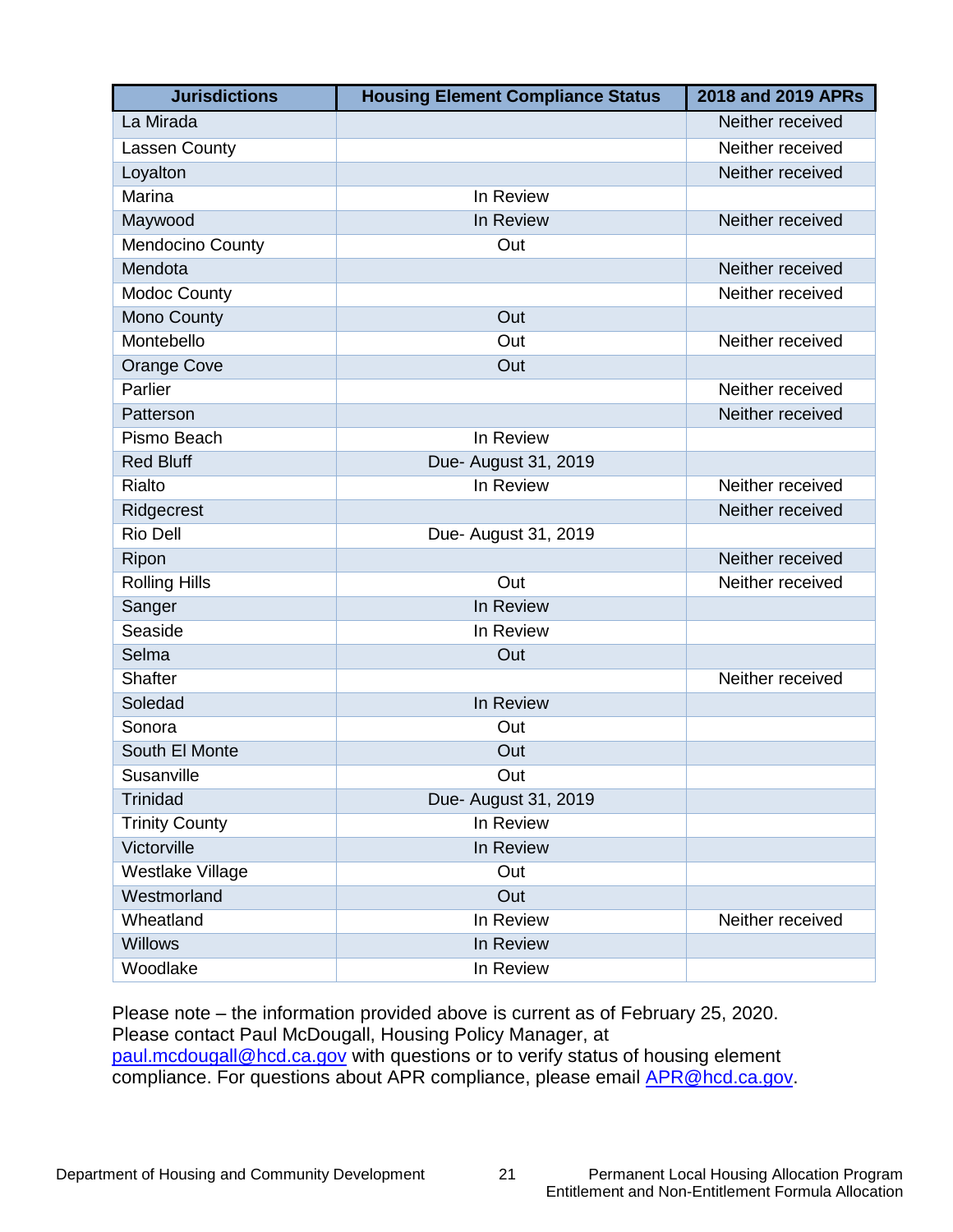| Jurisdictions | Housing Element Compliance Status | 2018 and 2019 APRs |
|---|---|---|
| La Mirada | | Neither received |
| Lassen County | | Neither received |
| Loyalton | | Neither received |
| Marina | In Review | |
| Maywood | In Review | Neither received |
| Mendocino County | Out | |
| Mendota | | Neither received |
| Modoc County | | Neither received |
| Mono County | Out | |
| Montebello | Out | Neither received |
| Orange Cove | Out | |
| Parlier | | Neither received |
| Patterson | | Neither received |
| Pismo Beach | In Review | |
| Red Bluff | Due- August 31, 2019 | |
| Rialto | In Review | Neither received |
| Ridgecrest | | Neither received |
| Rio Dell | Due- August 31, 2019 | |
| Ripon | | Neither received |
| Rolling Hills | Out | Neither received |
| Sanger | In Review | |
| Seaside | In Review | |
| Selma | Out | |
| Shafter | | Neither received |
| Soledad | In Review | |
| Sonora | Out | |
| South El Monte | Out | |
| Susanville | Out | |
| Trinidad | Due- August 31, 2019 | |
| Trinity County | In Review | |
| Victorville | In Review | |
| Westlake Village | Out | |
| Westmorland | Out | |
| Wheatland | In Review | Neither received |
| Willows | In Review | |
| Woodlake | In Review | |

Please note – the information provided above is current as of February 25, 2020. Please contact Paul McDougall, Housing Policy Manager, at paul.mcdougall@hcd.ca.gov with questions or to verify status of housing element compliance. For questions about APR compliance, please email APR@hcd.ca.gov.